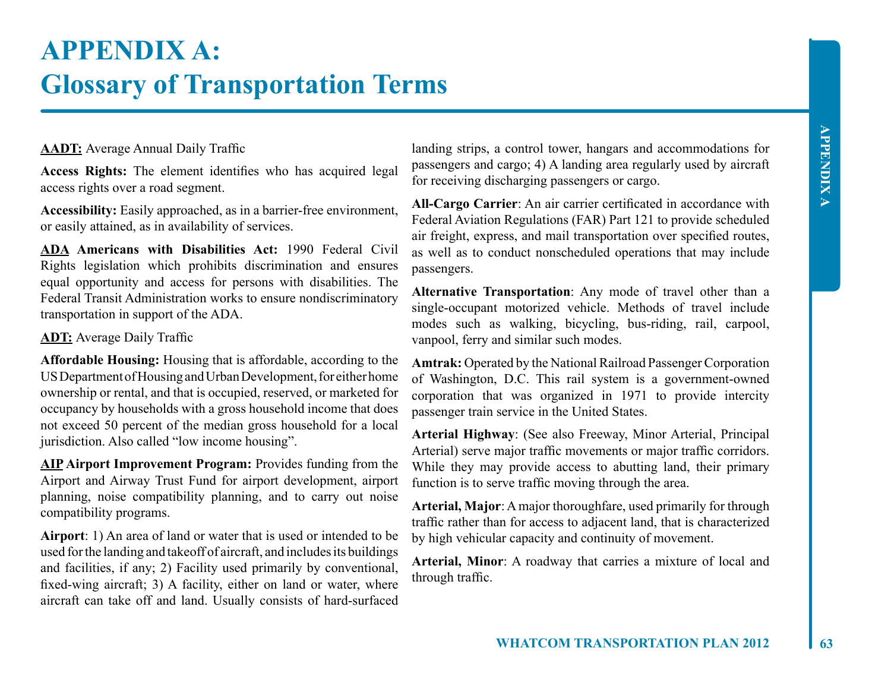# APPENDIX A:
# Glossary of Transportation Terms

**AADT:** Average Annual Daily Traffic

**Access Rights:** The element identifies who has acquired legal access rights over a road segment.

**Accessibility:** Easily approached, as in a barrier-free environment, or easily attained, as in availability of services.

**ADA Americans with Disabilities Act:** 1990 Federal Civil Rights legislation which prohibits discrimination and ensures equal opportunity and access for persons with disabilities. The Federal Transit Administration works to ensure nondiscriminatory transportation in support of the ADA.

**ADT:** Average Daily Traffic

**Affordable Housing:** Housing that is affordable, according to the US Department of Housing and Urban Development, for either home ownership or rental, and that is occupied, reserved, or marketed for occupancy by households with a gross household income that does not exceed 50 percent of the median gross household for a local jurisdiction. Also called "low income housing".

**AIP Airport Improvement Program:** Provides funding from the Airport and Airway Trust Fund for airport development, airport planning, noise compatibility planning, and to carry out noise compatibility programs.

**Airport**: 1) An area of land or water that is used or intended to be used for the landing and takeoff of aircraft, and includes its buildings and facilities, if any; 2) Facility used primarily by conventional, fixed-wing aircraft; 3) A facility, either on land or water, where aircraft can take off and land. Usually consists of hard-surfaced landing strips, a control tower, hangars and accommodations for passengers and cargo; 4) A landing area regularly used by aircraft for receiving discharging passengers or cargo.

**All-Cargo Carrier**: An air carrier certificated in accordance with Federal Aviation Regulations (FAR) Part 121 to provide scheduled air freight, express, and mail transportation over specified routes, as well as to conduct nonscheduled operations that may include passengers.

**Alternative Transportation**: Any mode of travel other than a single-occupant motorized vehicle. Methods of travel include modes such as walking, bicycling, bus-riding, rail, carpool, vanpool, ferry and similar such modes.

**Amtrak:** Operated by the National Railroad Passenger Corporation of Washington, D.C. This rail system is a government-owned corporation that was organized in 1971 to provide intercity passenger train service in the United States.

**Arterial Highway**: (See also Freeway, Minor Arterial, Principal Arterial) serve major traffic movements or major traffic corridors. While they may provide access to abutting land, their primary function is to serve traffic moving through the area.

**Arterial, Major**: A major thoroughfare, used primarily for through traffic rather than for access to adjacent land, that is characterized by high vehicular capacity and continuity of movement.

**Arterial, Minor**: A roadway that carries a mixture of local and through traffic.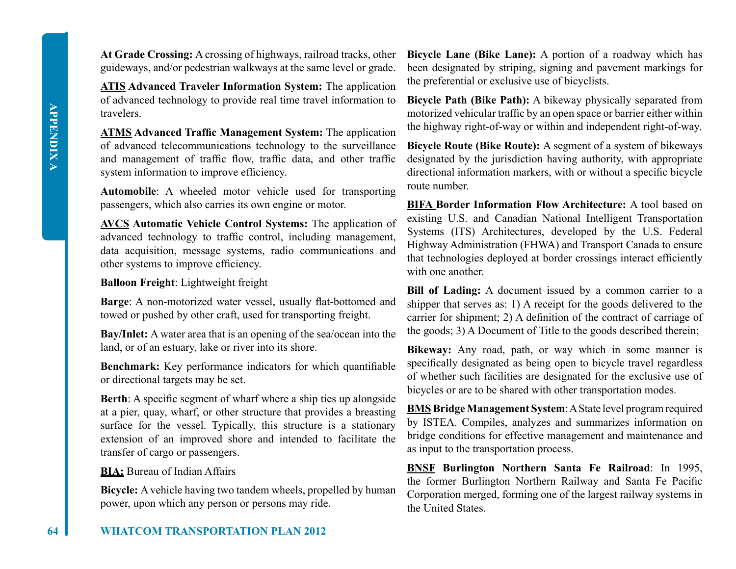**At Grade Crossing:** A crossing of highways, railroad tracks, other guideways, and/or pedestrian walkways at the same level or grade.

<u>**ATIS**</u> **Advanced Traveler Information System:** The application of advanced technology to provide real time travel information to travelers.

<u>**ATMS**</u> **Advanced Traffic Management System:** The application of advanced telecommunications technology to the surveillance and management of traffic flow, traffic data, and other traffic system information to improve efficiency.

**Automobile**: A wheeled motor vehicle used for transporting passengers, which also carries its own engine or motor.

<u>**AVCS**</u> **Automatic Vehicle Control Systems:** The application of advanced technology to traffic control, including management, data acquisition, message systems, radio communications and other systems to improve efficiency.

**Balloon Freight**: Lightweight freight

**Barge**: A non-motorized water vessel, usually flat-bottomed and towed or pushed by other craft, used for transporting freight.

**Bay/Inlet:** A water area that is an opening of the sea/ocean into the land, or of an estuary, lake or river into its shore.

**Benchmark:** Key performance indicators for which quantifiable or directional targets may be set.

**Berth**: A specific segment of wharf where a ship ties up alongside at a pier, quay, wharf, or other structure that provides a breasting surface for the vessel. Typically, this structure is a stationary extension of an improved shore and intended to facilitate the transfer of cargo or passengers.

<u>**BIA:**</u> Bureau of Indian Affairs

**Bicycle:** A vehicle having two tandem wheels, propelled by human power, upon which any person or persons may ride.

**Bicycle Lane (Bike Lane):** A portion of a roadway which has been designated by striping, signing and pavement markings for the preferential or exclusive use of bicyclists.

**Bicycle Path (Bike Path):** A bikeway physically separated from motorized vehicular traffic by an open space or barrier either within the highway right-of-way or within and independent right-of-way.

**Bicycle Route (Bike Route):** A segment of a system of bikeways designated by the jurisdiction having authority, with appropriate directional information markers, with or without a specific bicycle route number.

<u>**BIFA**</u> **Border Information Flow Architecture:** A tool based on existing U.S. and Canadian National Intelligent Transportation Systems (ITS) Architectures, developed by the U.S. Federal Highway Administration (FHWA) and Transport Canada to ensure that technologies deployed at border crossings interact efficiently with one another.

**Bill of Lading:** A document issued by a common carrier to a shipper that serves as: 1) A receipt for the goods delivered to the carrier for shipment; 2) A definition of the contract of carriage of the goods; 3) A Document of Title to the goods described therein;

**Bikeway:** Any road, path, or way which in some manner is specifically designated as being open to bicycle travel regardless of whether such facilities are designated for the exclusive use of bicycles or are to be shared with other transportation modes.

<u>**BMS**</u> **Bridge Management System**: A State level program required by ISTEA. Compiles, analyzes and summarizes information on bridge conditions for effective management and maintenance and as input to the transportation process.

<u>**BNSF**</u> **Burlington Northern Santa Fe Railroad**: In 1995, the former Burlington Northern Railway and Santa Fe Pacific Corporation merged, forming one of the largest railway systems in the United States.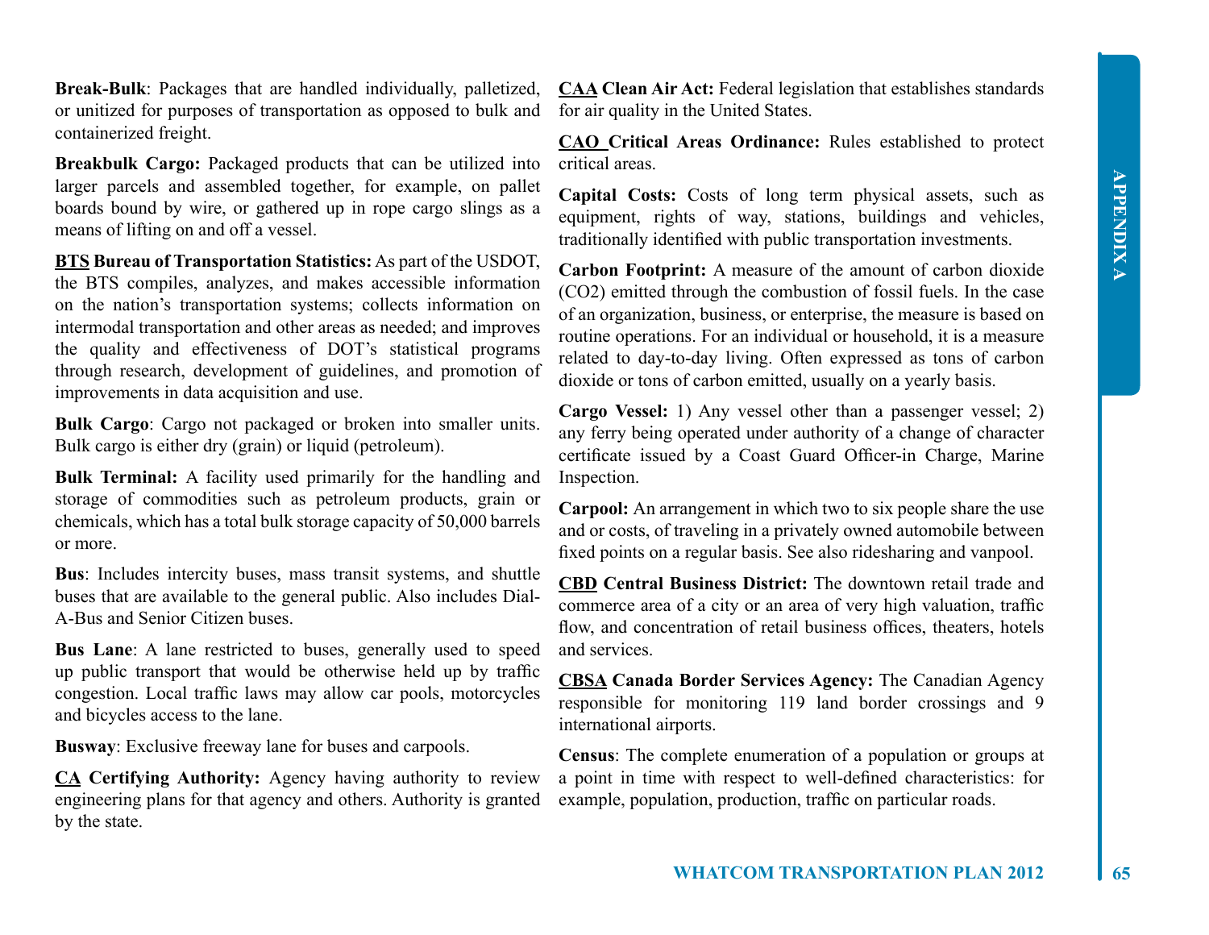**Break-Bulk**: Packages that are handled individually, palletized, or unitized for purposes of transportation as opposed to bulk and containerized freight.

**Breakbulk Cargo:** Packaged products that can be utilized into larger parcels and assembled together, for example, on pallet boards bound by wire, or gathered up in rope cargo slings as a means of lifting on and off a vessel.

**BTS Bureau of Transportation Statistics:** As part of the USDOT, the BTS compiles, analyzes, and makes accessible information on the nation's transportation systems; collects information on intermodal transportation and other areas as needed; and improves the quality and effectiveness of DOT's statistical programs through research, development of guidelines, and promotion of improvements in data acquisition and use.

**Bulk Cargo**: Cargo not packaged or broken into smaller units. Bulk cargo is either dry (grain) or liquid (petroleum).

**Bulk Terminal:** A facility used primarily for the handling and storage of commodities such as petroleum products, grain or chemicals, which has a total bulk storage capacity of 50,000 barrels or more.

**Bus**: Includes intercity buses, mass transit systems, and shuttle buses that are available to the general public. Also includes Dial-A-Bus and Senior Citizen buses.

**Bus Lane**: A lane restricted to buses, generally used to speed up public transport that would be otherwise held up by traffic congestion. Local traffic laws may allow car pools, motorcycles and bicycles access to the lane.

**Busway**: Exclusive freeway lane for buses and carpools.

**CA Certifying Authority:** Agency having authority to review engineering plans for that agency and others. Authority is granted by the state.

**CAA Clean Air Act:** Federal legislation that establishes standards for air quality in the United States.

**CAO Critical Areas Ordinance:** Rules established to protect critical areas.

**Capital Costs:** Costs of long term physical assets, such as equipment, rights of way, stations, buildings and vehicles, traditionally identified with public transportation investments.

**Carbon Footprint:** A measure of the amount of carbon dioxide (CO2) emitted through the combustion of fossil fuels. In the case of an organization, business, or enterprise, the measure is based on routine operations. For an individual or household, it is a measure related to day-to-day living. Often expressed as tons of carbon dioxide or tons of carbon emitted, usually on a yearly basis.

**Cargo Vessel:** 1) Any vessel other than a passenger vessel; 2) any ferry being operated under authority of a change of character certificate issued by a Coast Guard Officer-in Charge, Marine Inspection.

**Carpool:** An arrangement in which two to six people share the use and or costs, of traveling in a privately owned automobile between fixed points on a regular basis. See also ridesharing and vanpool.

**CBD Central Business District:** The downtown retail trade and commerce area of a city or an area of very high valuation, traffic flow, and concentration of retail business offices, theaters, hotels and services.

**CBSA Canada Border Services Agency:** The Canadian Agency responsible for monitoring 119 land border crossings and 9 international airports.

**Census**: The complete enumeration of a population or groups at a point in time with respect to well-defined characteristics: for example, population, production, traffic on particular roads.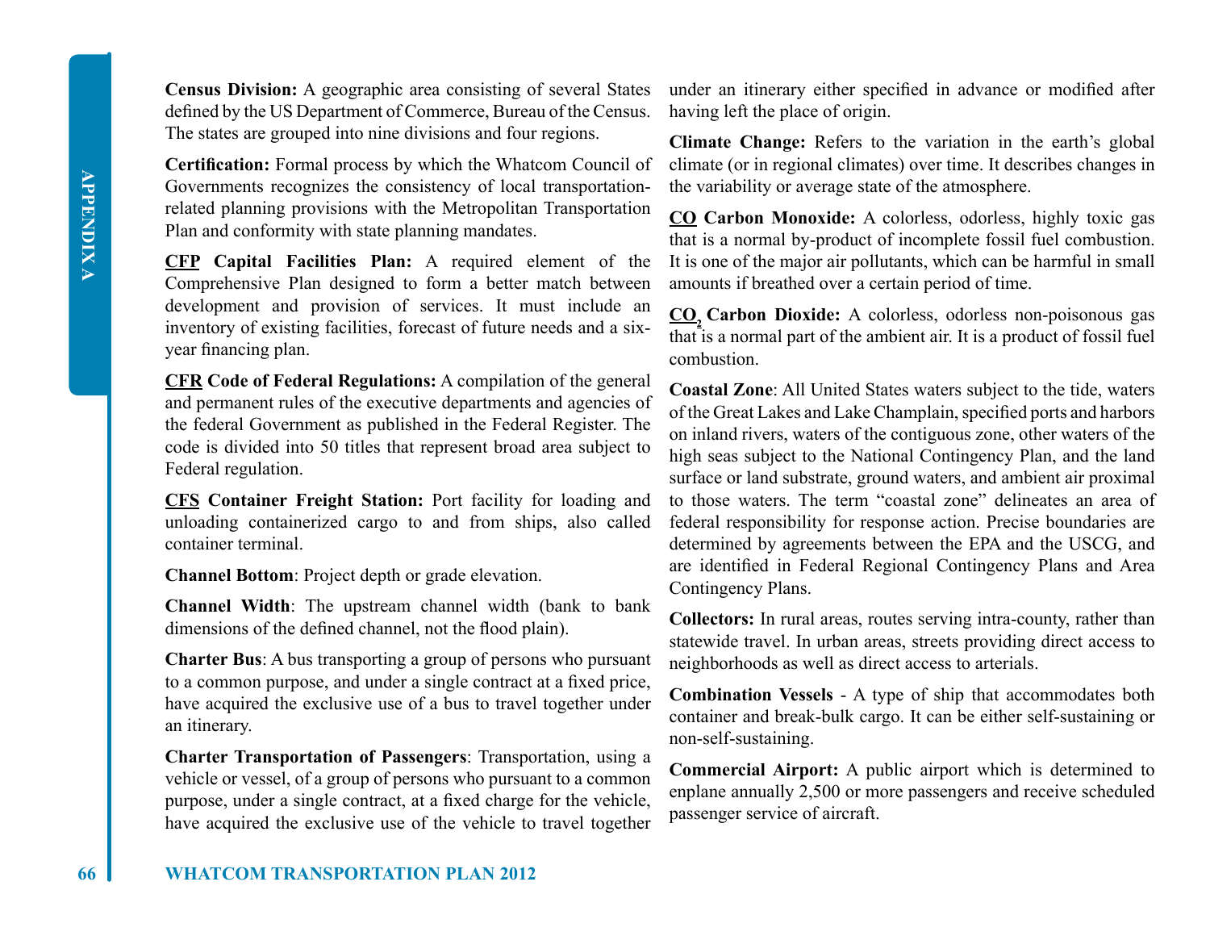**Census Division:** A geographic area consisting of several States defined by the US Department of Commerce, Bureau of the Census. The states are grouped into nine divisions and four regions.

**Certification:** Formal process by which the Whatcom Council of Governments recognizes the consistency of local transportation-related planning provisions with the Metropolitan Transportation Plan and conformity with state planning mandates.

**CFP Capital Facilities Plan:** A required element of the Comprehensive Plan designed to form a better match between development and provision of services. It must include an inventory of existing facilities, forecast of future needs and a six-year financing plan.

**CFR Code of Federal Regulations:** A compilation of the general and permanent rules of the executive departments and agencies of the federal Government as published in the Federal Register. The code is divided into 50 titles that represent broad area subject to Federal regulation.

**CFS Container Freight Station:** Port facility for loading and unloading containerized cargo to and from ships, also called container terminal.

**Channel Bottom**: Project depth or grade elevation.

**Channel Width**: The upstream channel width (bank to bank dimensions of the defined channel, not the flood plain).

**Charter Bus**: A bus transporting a group of persons who pursuant to a common purpose, and under a single contract at a fixed price, have acquired the exclusive use of a bus to travel together under an itinerary.

**Charter Transportation of Passengers**: Transportation, using a vehicle or vessel, of a group of persons who pursuant to a common purpose, under a single contract, at a fixed charge for the vehicle, have acquired the exclusive use of the vehicle to travel together under an itinerary either specified in advance or modified after having left the place of origin.

**Climate Change:** Refers to the variation in the earth's global climate (or in regional climates) over time. It describes changes in the variability or average state of the atmosphere.

**CO Carbon Monoxide:** A colorless, odorless, highly toxic gas that is a normal by-product of incomplete fossil fuel combustion. It is one of the major air pollutants, which can be harmful in small amounts if breathed over a certain period of time.

**$CO_2$ Carbon Dioxide:** A colorless, odorless non-poisonous gas that is a normal part of the ambient air. It is a product of fossil fuel combustion.

**Coastal Zone**: All United States waters subject to the tide, waters of the Great Lakes and Lake Champlain, specified ports and harbors on inland rivers, waters of the contiguous zone, other waters of the high seas subject to the National Contingency Plan, and the land surface or land substrate, ground waters, and ambient air proximal to those waters. The term "coastal zone" delineates an area of federal responsibility for response action. Precise boundaries are determined by agreements between the EPA and the USCG, and are identified in Federal Regional Contingency Plans and Area Contingency Plans.

**Collectors:** In rural areas, routes serving intra-county, rather than statewide travel. In urban areas, streets providing direct access to neighborhoods as well as direct access to arterials.

**Combination Vessels** - A type of ship that accommodates both container and break-bulk cargo. It can be either self-sustaining or non-self-sustaining.

**Commercial Airport:** A public airport which is determined to enplane annually 2,500 or more passengers and receive scheduled passenger service of aircraft.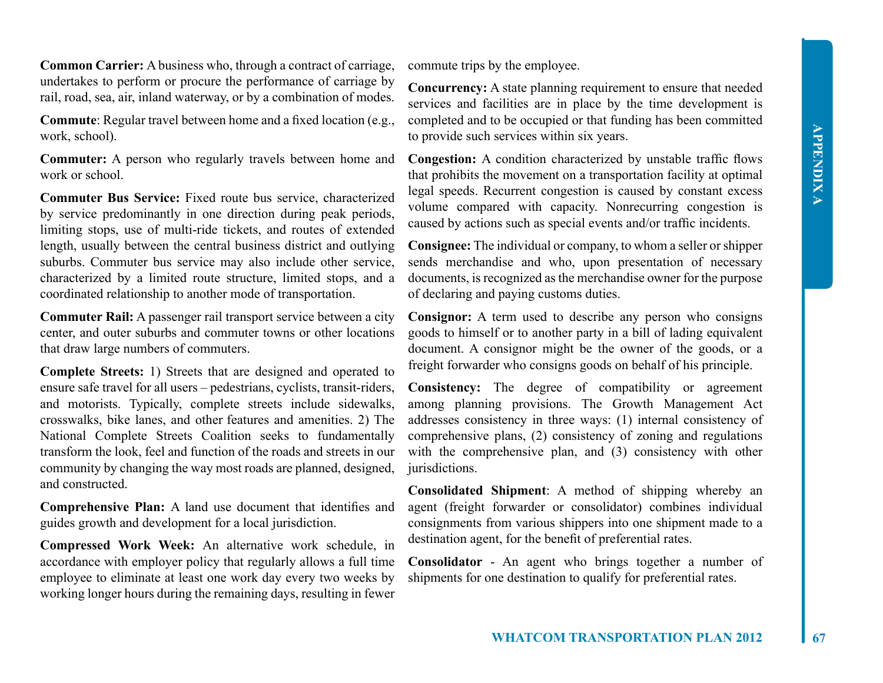**Common Carrier:** A business who, through a contract of carriage, undertakes to perform or procure the performance of carriage by rail, road, sea, air, inland waterway, or by a combination of modes.

**Commute**: Regular travel between home and a fixed location (e.g., work, school).

**Commuter:** A person who regularly travels between home and work or school.

**Commuter Bus Service:** Fixed route bus service, characterized by service predominantly in one direction during peak periods, limiting stops, use of multi-ride tickets, and routes of extended length, usually between the central business district and outlying suburbs. Commuter bus service may also include other service, characterized by a limited route structure, limited stops, and a coordinated relationship to another mode of transportation.

**Commuter Rail:** A passenger rail transport service between a city center, and outer suburbs and commuter towns or other locations that draw large numbers of commuters.

**Complete Streets:** 1) Streets that are designed and operated to ensure safe travel for all users – pedestrians, cyclists, transit-riders, and motorists. Typically, complete streets include sidewalks, crosswalks, bike lanes, and other features and amenities. 2) The National Complete Streets Coalition seeks to fundamentally transform the look, feel and function of the roads and streets in our community by changing the way most roads are planned, designed, and constructed.

**Comprehensive Plan:** A land use document that identifies and guides growth and development for a local jurisdiction.

**Compressed Work Week:** An alternative work schedule, in accordance with employer policy that regularly allows a full time employee to eliminate at least one work day every two weeks by working longer hours during the remaining days, resulting in fewer commute trips by the employee.

**Concurrency:** A state planning requirement to ensure that needed services and facilities are in place by the time development is completed and to be occupied or that funding has been committed to provide such services within six years.

**Congestion:** A condition characterized by unstable traffic flows that prohibits the movement on a transportation facility at optimal legal speeds. Recurrent congestion is caused by constant excess volume compared with capacity. Nonrecurring congestion is caused by actions such as special events and/or traffic incidents.

**Consignee:** The individual or company, to whom a seller or shipper sends merchandise and who, upon presentation of necessary documents, is recognized as the merchandise owner for the purpose of declaring and paying customs duties.

**Consignor:** A term used to describe any person who consigns goods to himself or to another party in a bill of lading equivalent document. A consignor might be the owner of the goods, or a freight forwarder who consigns goods on behalf of his principle.

**Consistency:** The degree of compatibility or agreement among planning provisions. The Growth Management Act addresses consistency in three ways: (1) internal consistency of comprehensive plans, (2) consistency of zoning and regulations with the comprehensive plan, and (3) consistency with other jurisdictions.

**Consolidated Shipment**: A method of shipping whereby an agent (freight forwarder or consolidator) combines individual consignments from various shippers into one shipment made to a destination agent, for the benefit of preferential rates.

**Consolidator** - An agent who brings together a number of shipments for one destination to qualify for preferential rates.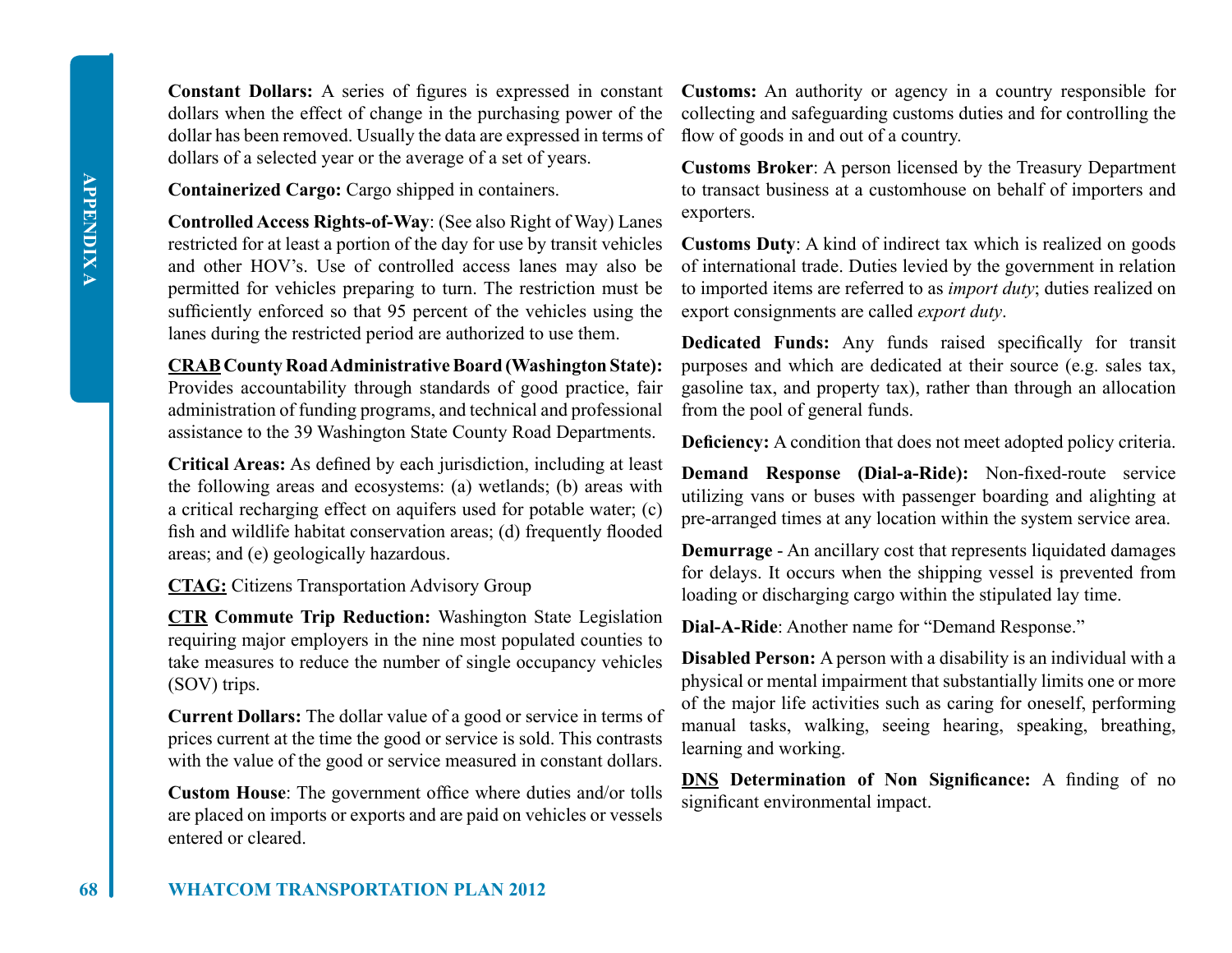**Constant Dollars:** A series of figures is expressed in constant dollars when the effect of change in the purchasing power of the dollar has been removed. Usually the data are expressed in terms of dollars of a selected year or the average of a set of years.

**Containerized Cargo:** Cargo shipped in containers.

**Controlled Access Rights-of-Way**: (See also Right of Way) Lanes restricted for at least a portion of the day for use by transit vehicles and other HOV's. Use of controlled access lanes may also be permitted for vehicles preparing to turn. The restriction must be sufficiently enforced so that 95 percent of the vehicles using the lanes during the restricted period are authorized to use them.

**<u>CRAB</u> County Road Administrative Board (Washington State):** Provides accountability through standards of good practice, fair administration of funding programs, and technical and professional assistance to the 39 Washington State County Road Departments.

**Critical Areas:** As defined by each jurisdiction, including at least the following areas and ecosystems: (a) wetlands; (b) areas with a critical recharging effect on aquifers used for potable water; (c) fish and wildlife habitat conservation areas; (d) frequently flooded areas; and (e) geologically hazardous.

**<u>CTAG:</u>** Citizens Transportation Advisory Group

**<u>CTR</u> Commute Trip Reduction:** Washington State Legislation requiring major employers in the nine most populated counties to take measures to reduce the number of single occupancy vehicles (SOV) trips.

**Current Dollars:** The dollar value of a good or service in terms of prices current at the time the good or service is sold. This contrasts with the value of the good or service measured in constant dollars.

**Custom House**: The government office where duties and/or tolls are placed on imports or exports and are paid on vehicles or vessels entered or cleared.

**Customs:** An authority or agency in a country responsible for collecting and safeguarding customs duties and for controlling the flow of goods in and out of a country.

**Customs Broker**: A person licensed by the Treasury Department to transact business at a customhouse on behalf of importers and exporters.

**Customs Duty**: A kind of indirect tax which is realized on goods of international trade. Duties levied by the government in relation to imported items are referred to as *import duty*; duties realized on export consignments are called *export duty*.

**Dedicated Funds:** Any funds raised specifically for transit purposes and which are dedicated at their source (e.g. sales tax, gasoline tax, and property tax), rather than through an allocation from the pool of general funds.

**Deficiency:** A condition that does not meet adopted policy criteria.

**Demand Response (Dial-a-Ride):** Non-fixed-route service utilizing vans or buses with passenger boarding and alighting at pre-arranged times at any location within the system service area.

**Demurrage** - An ancillary cost that represents liquidated damages for delays. It occurs when the shipping vessel is prevented from loading or discharging cargo within the stipulated lay time.

**Dial-A-Ride**: Another name for "Demand Response."

**Disabled Person:** A person with a disability is an individual with a physical or mental impairment that substantially limits one or more of the major life activities such as caring for oneself, performing manual tasks, walking, seeing hearing, speaking, breathing, learning and working.

**<u>DNS</u> Determination of Non Significance:** A finding of no significant environmental impact.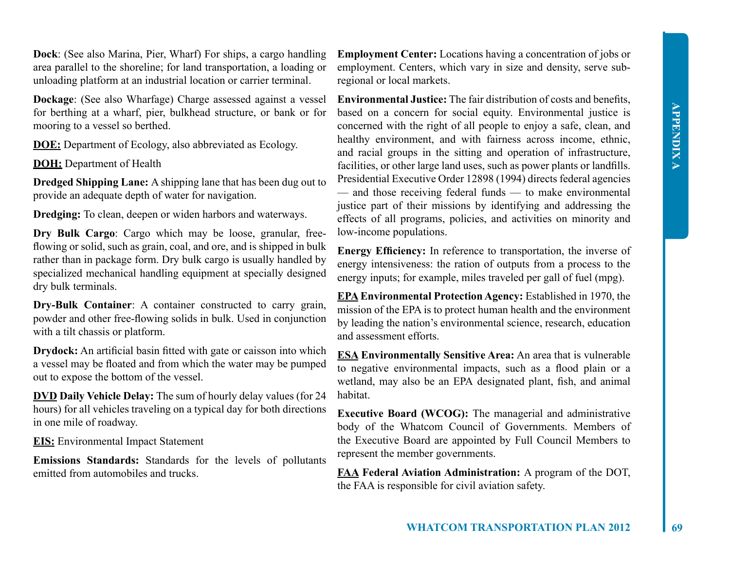**Dock**: (See also Marina, Pier, Wharf) For ships, a cargo handling area parallel to the shoreline; for land transportation, a loading or unloading platform at an industrial location or carrier terminal.

**Dockage**: (See also Wharfage) Charge assessed against a vessel for berthing at a wharf, pier, bulkhead structure, or bank or for mooring to a vessel so berthed.

**DOE:** Department of Ecology, also abbreviated as Ecology.

**DOH:** Department of Health

**Dredged Shipping Lane:** A shipping lane that has been dug out to provide an adequate depth of water for navigation.

**Dredging:** To clean, deepen or widen harbors and waterways.

**Dry Bulk Cargo**: Cargo which may be loose, granular, free-flowing or solid, such as grain, coal, and ore, and is shipped in bulk rather than in package form. Dry bulk cargo is usually handled by specialized mechanical handling equipment at specially designed dry bulk terminals.

**Dry-Bulk Container**: A container constructed to carry grain, powder and other free-flowing solids in bulk. Used in conjunction with a tilt chassis or platform.

**Drydock:** An artificial basin fitted with gate or caisson into which a vessel may be floated and from which the water may be pumped out to expose the bottom of the vessel.

**DVD Daily Vehicle Delay:** The sum of hourly delay values (for 24 hours) for all vehicles traveling on a typical day for both directions in one mile of roadway.

**EIS:** Environmental Impact Statement

**Emissions Standards:** Standards for the levels of pollutants emitted from automobiles and trucks.

**Employment Center:** Locations having a concentration of jobs or employment. Centers, which vary in size and density, serve sub-regional or local markets.

**Environmental Justice:** The fair distribution of costs and benefits, based on a concern for social equity. Environmental justice is concerned with the right of all people to enjoy a safe, clean, and healthy environment, and with fairness across income, ethnic, and racial groups in the sitting and operation of infrastructure, facilities, or other large land uses, such as power plants or landfills. Presidential Executive Order 12898 (1994) directs federal agencies — and those receiving federal funds — to make environmental justice part of their missions by identifying and addressing the effects of all programs, policies, and activities on minority and low-income populations.

**Energy Efficiency:** In reference to transportation, the inverse of energy intensiveness: the ration of outputs from a process to the energy inputs; for example, miles traveled per gall of fuel (mpg).

**EPA Environmental Protection Agency:** Established in 1970, the mission of the EPA is to protect human health and the environment by leading the nation's environmental science, research, education and assessment efforts.

**ESA Environmentally Sensitive Area:** An area that is vulnerable to negative environmental impacts, such as a flood plain or a wetland, may also be an EPA designated plant, fish, and animal habitat.

**Executive Board (WCOG):** The managerial and administrative body of the Whatcom Council of Governments. Members of the Executive Board are appointed by Full Council Members to represent the member governments.

**FAA Federal Aviation Administration:** A program of the DOT, the FAA is responsible for civil aviation safety.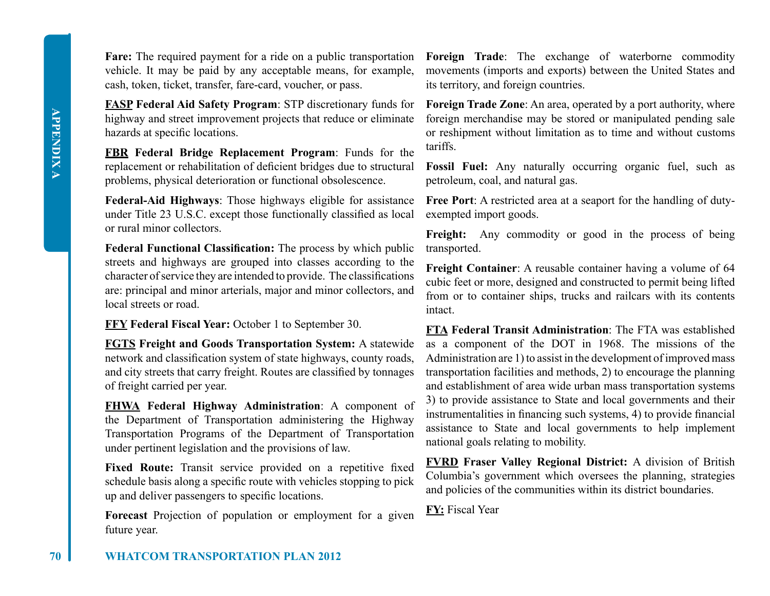**Fare:** The required payment for a ride on a public transportation vehicle. It may be paid by any acceptable means, for example, cash, token, ticket, transfer, fare-card, voucher, or pass.

**FASP Federal Aid Safety Program**: STP discretionary funds for highway and street improvement projects that reduce or eliminate hazards at specific locations.

**FBR Federal Bridge Replacement Program**: Funds for the replacement or rehabilitation of deficient bridges due to structural problems, physical deterioration or functional obsolescence.

**Federal-Aid Highways**: Those highways eligible for assistance under Title 23 U.S.C. except those functionally classified as local or rural minor collectors.

**Federal Functional Classification:** The process by which public streets and highways are grouped into classes according to the character of service they are intended to provide. The classifications are: principal and minor arterials, major and minor collectors, and local streets or road.

**FFY Federal Fiscal Year:** October 1 to September 30.

**FGTS Freight and Goods Transportation System:** A statewide network and classification system of state highways, county roads, and city streets that carry freight. Routes are classified by tonnages of freight carried per year.

**FHWA Federal Highway Administration**: A component of the Department of Transportation administering the Highway Transportation Programs of the Department of Transportation under pertinent legislation and the provisions of law.

**Fixed Route:** Transit service provided on a repetitive fixed schedule basis along a specific route with vehicles stopping to pick up and deliver passengers to specific locations.

**Forecast** Projection of population or employment for a given future year.

**Foreign Trade**: The exchange of waterborne commodity movements (imports and exports) between the United States and its territory, and foreign countries.

**Foreign Trade Zone**: An area, operated by a port authority, where foreign merchandise may be stored or manipulated pending sale or reshipment without limitation as to time and without customs tariffs.

**Fossil Fuel:** Any naturally occurring organic fuel, such as petroleum, coal, and natural gas.

**Free Port**: A restricted area at a seaport for the handling of duty-exempted import goods.

**Freight:** Any commodity or good in the process of being transported.

**Freight Container**: A reusable container having a volume of 64 cubic feet or more, designed and constructed to permit being lifted from or to container ships, trucks and railcars with its contents intact.

**FTA Federal Transit Administration**: The FTA was established as a component of the DOT in 1968. The missions of the Administration are 1) to assist in the development of improved mass transportation facilities and methods, 2) to encourage the planning and establishment of area wide urban mass transportation systems 3) to provide assistance to State and local governments and their instrumentalities in financing such systems, 4) to provide financial assistance to State and local governments to help implement national goals relating to mobility.

**FVRD Fraser Valley Regional District:** A division of British Columbia's government which oversees the planning, strategies and policies of the communities within its district boundaries.

**FY:** Fiscal Year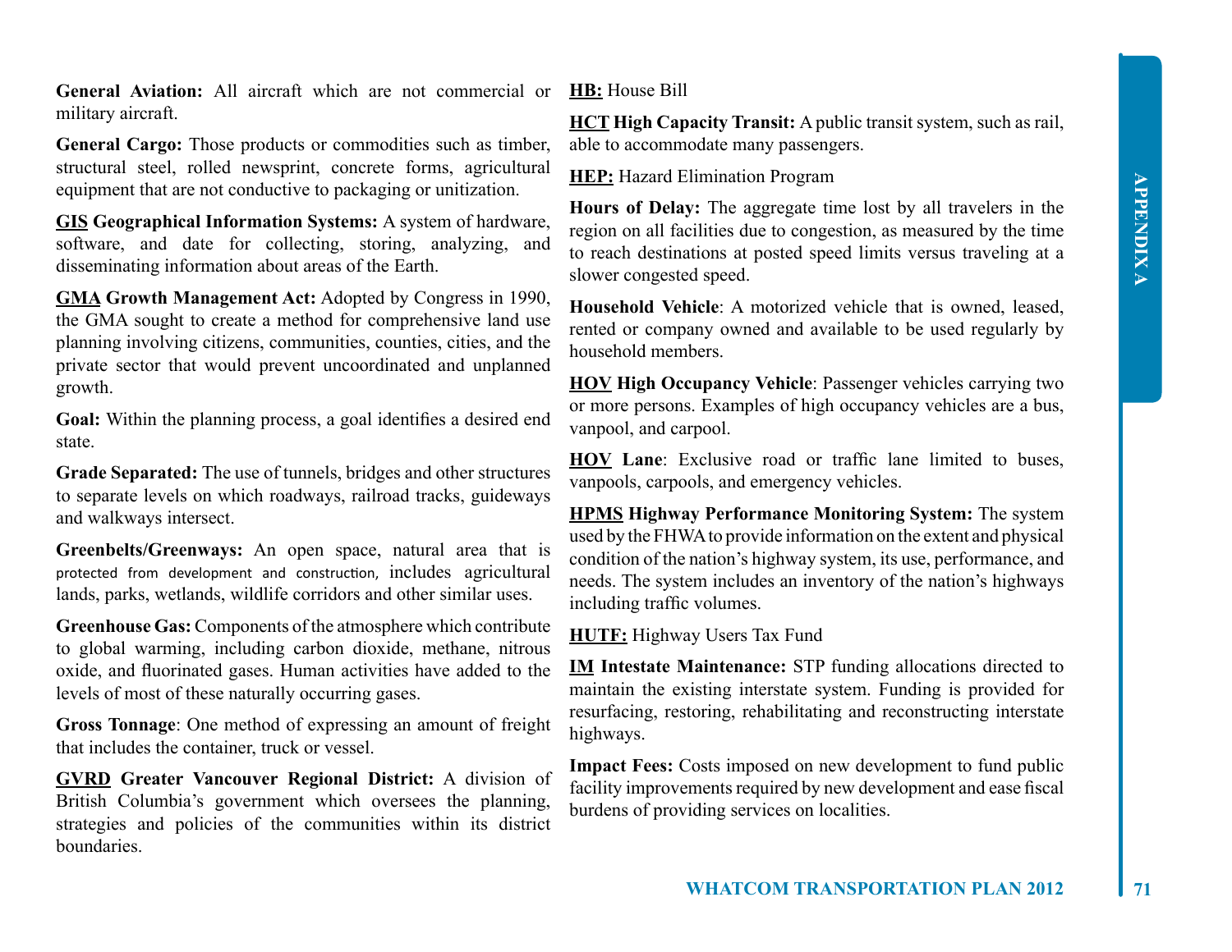**General Aviation:** All aircraft which are not commercial or military aircraft.

**General Cargo:** Those products or commodities such as timber, structural steel, rolled newsprint, concrete forms, agricultural equipment that are not conductive to packaging or unitization.

**GIS Geographical Information Systems:** A system of hardware, software, and date for collecting, storing, analyzing, and disseminating information about areas of the Earth.

**GMA Growth Management Act:** Adopted by Congress in 1990, the GMA sought to create a method for comprehensive land use planning involving citizens, communities, counties, cities, and the private sector that would prevent uncoordinated and unplanned growth.

**Goal:** Within the planning process, a goal identifies a desired end state.

**Grade Separated:** The use of tunnels, bridges and other structures to separate levels on which roadways, railroad tracks, guideways and walkways intersect.

**Greenbelts/Greenways:** An open space, natural area that is protected from development and construction, includes agricultural lands, parks, wetlands, wildlife corridors and other similar uses.

**Greenhouse Gas:** Components of the atmosphere which contribute to global warming, including carbon dioxide, methane, nitrous oxide, and fluorinated gases. Human activities have added to the levels of most of these naturally occurring gases.

**Gross Tonnage**: One method of expressing an amount of freight that includes the container, truck or vessel.

**GVRD Greater Vancouver Regional District:** A division of British Columbia's government which oversees the planning, strategies and policies of the communities within its district boundaries.

**HB:** House Bill

**HCT High Capacity Transit:** A public transit system, such as rail, able to accommodate many passengers.

**HEP:** Hazard Elimination Program

**Hours of Delay:** The aggregate time lost by all travelers in the region on all facilities due to congestion, as measured by the time to reach destinations at posted speed limits versus traveling at a slower congested speed.

**Household Vehicle**: A motorized vehicle that is owned, leased, rented or company owned and available to be used regularly by household members.

**HOV High Occupancy Vehicle**: Passenger vehicles carrying two or more persons. Examples of high occupancy vehicles are a bus, vanpool, and carpool.

**HOV Lane**: Exclusive road or traffic lane limited to buses, vanpools, carpools, and emergency vehicles.

**HPMS Highway Performance Monitoring System:** The system used by the FHWA to provide information on the extent and physical condition of the nation's highway system, its use, performance, and needs. The system includes an inventory of the nation's highways including traffic volumes.

**HUTF:** Highway Users Tax Fund

**IM Intestate Maintenance:** STP funding allocations directed to maintain the existing interstate system. Funding is provided for resurfacing, restoring, rehabilitating and reconstructing interstate highways.

**Impact Fees:** Costs imposed on new development to fund public facility improvements required by new development and ease fiscal burdens of providing services on localities.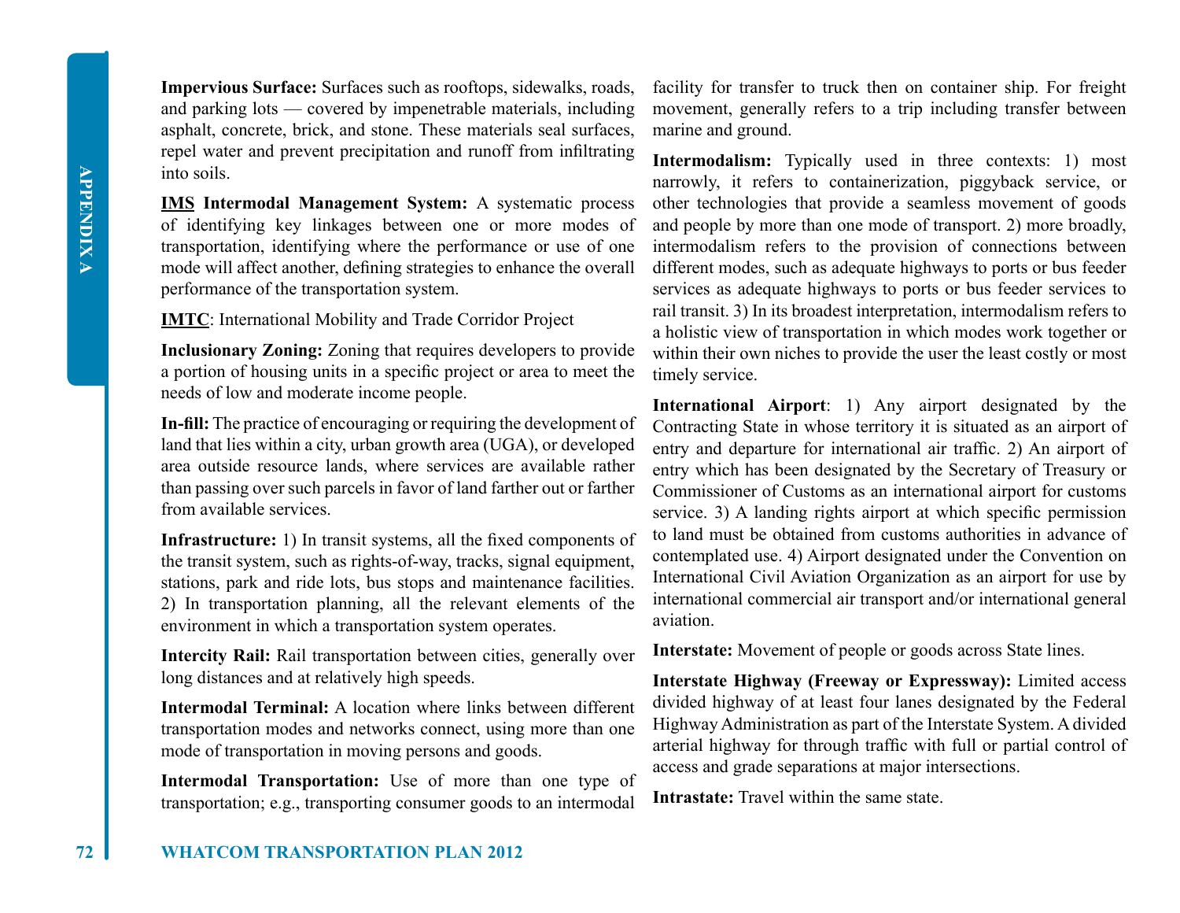**Impervious Surface:** Surfaces such as rooftops, sidewalks, roads, and parking lots — covered by impenetrable materials, including asphalt, concrete, brick, and stone. These materials seal surfaces, repel water and prevent precipitation and runoff from infiltrating into soils.

**IMS Intermodal Management System:** A systematic process of identifying key linkages between one or more modes of transportation, identifying where the performance or use of one mode will affect another, defining strategies to enhance the overall performance of the transportation system.

**IMTC**: International Mobility and Trade Corridor Project

**Inclusionary Zoning:** Zoning that requires developers to provide a portion of housing units in a specific project or area to meet the needs of low and moderate income people.

**In-fill:** The practice of encouraging or requiring the development of land that lies within a city, urban growth area (UGA), or developed area outside resource lands, where services are available rather than passing over such parcels in favor of land farther out or farther from available services.

**Infrastructure:** 1) In transit systems, all the fixed components of the transit system, such as rights-of-way, tracks, signal equipment, stations, park and ride lots, bus stops and maintenance facilities. 2) In transportation planning, all the relevant elements of the environment in which a transportation system operates.

**Intercity Rail:** Rail transportation between cities, generally over long distances and at relatively high speeds.

**Intermodal Terminal:** A location where links between different transportation modes and networks connect, using more than one mode of transportation in moving persons and goods.

**Intermodal Transportation:** Use of more than one type of transportation; e.g., transporting consumer goods to an intermodal facility for transfer to truck then on container ship. For freight movement, generally refers to a trip including transfer between marine and ground.

**Intermodalism:** Typically used in three contexts: 1) most narrowly, it refers to containerization, piggyback service, or other technologies that provide a seamless movement of goods and people by more than one mode of transport. 2) more broadly, intermodalism refers to the provision of connections between different modes, such as adequate highways to ports or bus feeder services as adequate highways to ports or bus feeder services to rail transit. 3) In its broadest interpretation, intermodalism refers to a holistic view of transportation in which modes work together or within their own niches to provide the user the least costly or most timely service.

**International Airport**: 1) Any airport designated by the Contracting State in whose territory it is situated as an airport of entry and departure for international air traffic. 2) An airport of entry which has been designated by the Secretary of Treasury or Commissioner of Customs as an international airport for customs service. 3) A landing rights airport at which specific permission to land must be obtained from customs authorities in advance of contemplated use. 4) Airport designated under the Convention on International Civil Aviation Organization as an airport for use by international commercial air transport and/or international general aviation.

**Interstate:** Movement of people or goods across State lines.

**Interstate Highway (Freeway or Expressway):** Limited access divided highway of at least four lanes designated by the Federal Highway Administration as part of the Interstate System. A divided arterial highway for through traffic with full or partial control of access and grade separations at major intersections.

**Intrastate:** Travel within the same state.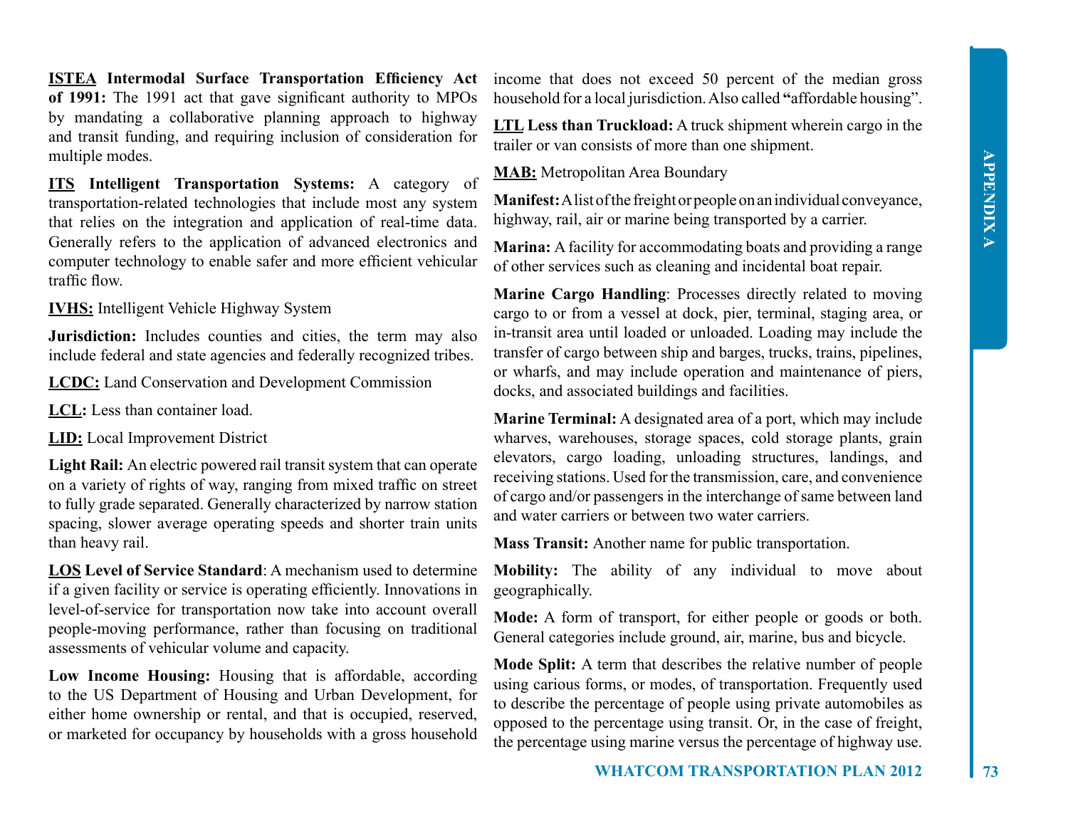**ISTEA Intermodal Surface Transportation Efficiency Act of 1991:** The 1991 act that gave significant authority to MPOs by mandating a collaborative planning approach to highway and transit funding, and requiring inclusion of consideration for multiple modes.

**ITS Intelligent Transportation Systems:** A category of transportation-related technologies that include most any system that relies on the integration and application of real-time data. Generally refers to the application of advanced electronics and computer technology to enable safer and more efficient vehicular traffic flow.

**IVHS:** Intelligent Vehicle Highway System

**Jurisdiction:** Includes counties and cities, the term may also include federal and state agencies and federally recognized tribes.

**LCDC:** Land Conservation and Development Commission

**LCL:** Less than container load.

**LID:** Local Improvement District

**Light Rail:** An electric powered rail transit system that can operate on a variety of rights of way, ranging from mixed traffic on street to fully grade separated. Generally characterized by narrow station spacing, slower average operating speeds and shorter train units than heavy rail.

**LOS Level of Service Standard**: A mechanism used to determine if a given facility or service is operating efficiently. Innovations in level-of-service for transportation now take into account overall people-moving performance, rather than focusing on traditional assessments of vehicular volume and capacity.

**Low Income Housing:** Housing that is affordable, according to the US Department of Housing and Urban Development, for either home ownership or rental, and that is occupied, reserved, or marketed for occupancy by households with a gross household income that does not exceed 50 percent of the median gross household for a local jurisdiction. Also called **"**affordable housing".

**LTL Less than Truckload:** A truck shipment wherein cargo in the trailer or van consists of more than one shipment.

**MAB:** Metropolitan Area Boundary

**Manifest:** A list of the freight or people on an individual conveyance, highway, rail, air or marine being transported by a carrier.

**Marina:** A facility for accommodating boats and providing a range of other services such as cleaning and incidental boat repair.

**Marine Cargo Handling**: Processes directly related to moving cargo to or from a vessel at dock, pier, terminal, staging area, or in-transit area until loaded or unloaded. Loading may include the transfer of cargo between ship and barges, trucks, trains, pipelines, or wharfs, and may include operation and maintenance of piers, docks, and associated buildings and facilities.

**Marine Terminal:** A designated area of a port, which may include wharves, warehouses, storage spaces, cold storage plants, grain elevators, cargo loading, unloading structures, landings, and receiving stations. Used for the transmission, care, and convenience of cargo and/or passengers in the interchange of same between land and water carriers or between two water carriers.

**Mass Transit:** Another name for public transportation.

**Mobility:** The ability of any individual to move about geographically.

**Mode:** A form of transport, for either people or goods or both. General categories include ground, air, marine, bus and bicycle.

**Mode Split:** A term that describes the relative number of people using carious forms, or modes, of transportation. Frequently used to describe the percentage of people using private automobiles as opposed to the percentage using transit. Or, in the case of freight, the percentage using marine versus the percentage of highway use.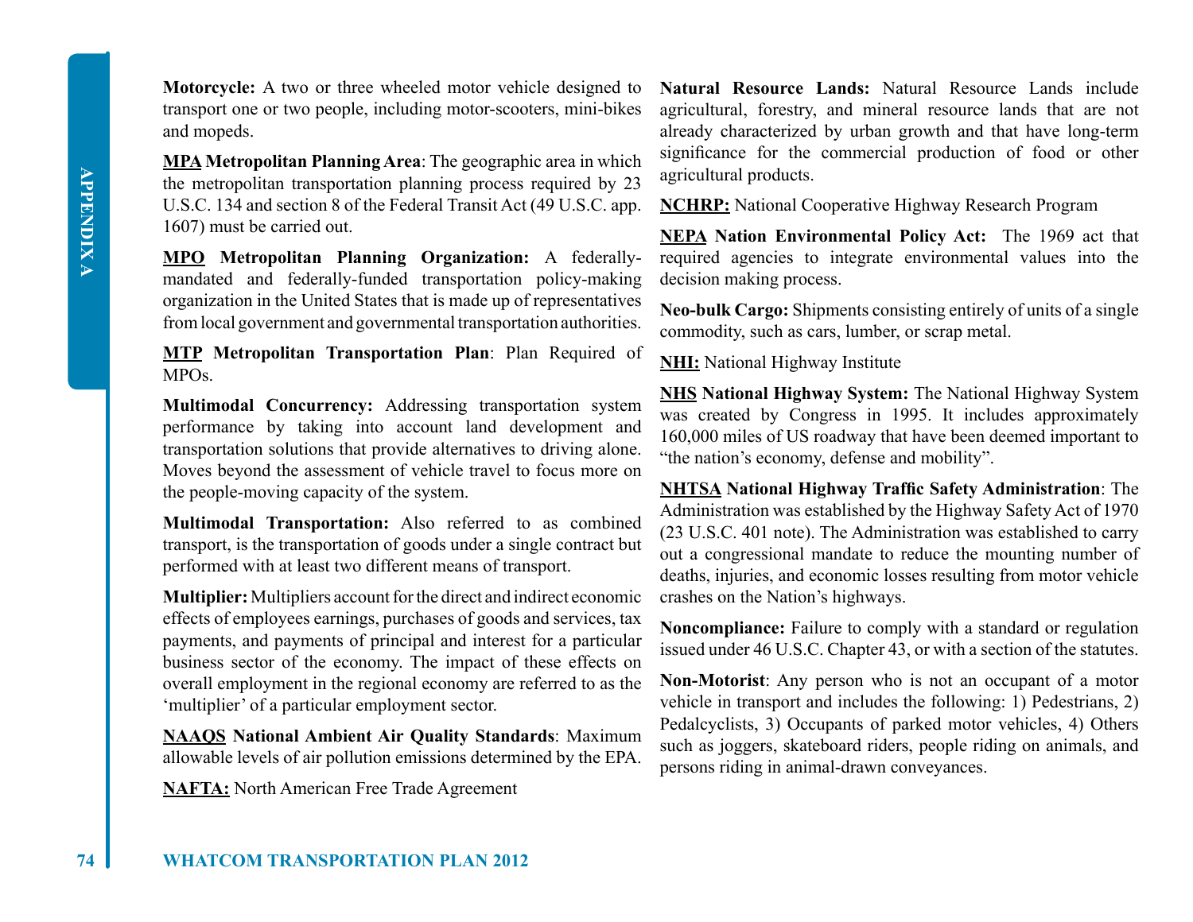**Motorcycle:** A two or three wheeled motor vehicle designed to transport one or two people, including motor-scooters, mini-bikes and mopeds.

**MPA Metropolitan Planning Area**: The geographic area in which the metropolitan transportation planning process required by 23 U.S.C. 134 and section 8 of the Federal Transit Act (49 U.S.C. app. 1607) must be carried out.

**MPO Metropolitan Planning Organization:** A federally-mandated and federally-funded transportation policy-making organization in the United States that is made up of representatives from local government and governmental transportation authorities.

**MTP Metropolitan Transportation Plan**: Plan Required of MPOs.

**Multimodal Concurrency:** Addressing transportation system performance by taking into account land development and transportation solutions that provide alternatives to driving alone. Moves beyond the assessment of vehicle travel to focus more on the people-moving capacity of the system.

**Multimodal Transportation:** Also referred to as combined transport, is the transportation of goods under a single contract but performed with at least two different means of transport.

**Multiplier:** Multipliers account for the direct and indirect economic effects of employees earnings, purchases of goods and services, tax payments, and payments of principal and interest for a particular business sector of the economy. The impact of these effects on overall employment in the regional economy are referred to as the 'multiplier' of a particular employment sector.

**NAAQS National Ambient Air Quality Standards**: Maximum allowable levels of air pollution emissions determined by the EPA.

**NAFTA:** North American Free Trade Agreement

**Natural Resource Lands:** Natural Resource Lands include agricultural, forestry, and mineral resource lands that are not already characterized by urban growth and that have long-term significance for the commercial production of food or other agricultural products.

**NCHRP:** National Cooperative Highway Research Program

**NEPA Nation Environmental Policy Act:** The 1969 act that required agencies to integrate environmental values into the decision making process.

**Neo-bulk Cargo:** Shipments consisting entirely of units of a single commodity, such as cars, lumber, or scrap metal.

**NHI:** National Highway Institute

**NHS National Highway System:** The National Highway System was created by Congress in 1995. It includes approximately 160,000 miles of US roadway that have been deemed important to "the nation's economy, defense and mobility".

**NHTSA National Highway Traffic Safety Administration**: The Administration was established by the Highway Safety Act of 1970 (23 U.S.C. 401 note). The Administration was established to carry out a congressional mandate to reduce the mounting number of deaths, injuries, and economic losses resulting from motor vehicle crashes on the Nation's highways.

**Noncompliance:** Failure to comply with a standard or regulation issued under 46 U.S.C. Chapter 43, or with a section of the statutes.

**Non-Motorist**: Any person who is not an occupant of a motor vehicle in transport and includes the following: 1) Pedestrians, 2) Pedalcyclists, 3) Occupants of parked motor vehicles, 4) Others such as joggers, skateboard riders, people riding on animals, and persons riding in animal-drawn conveyances.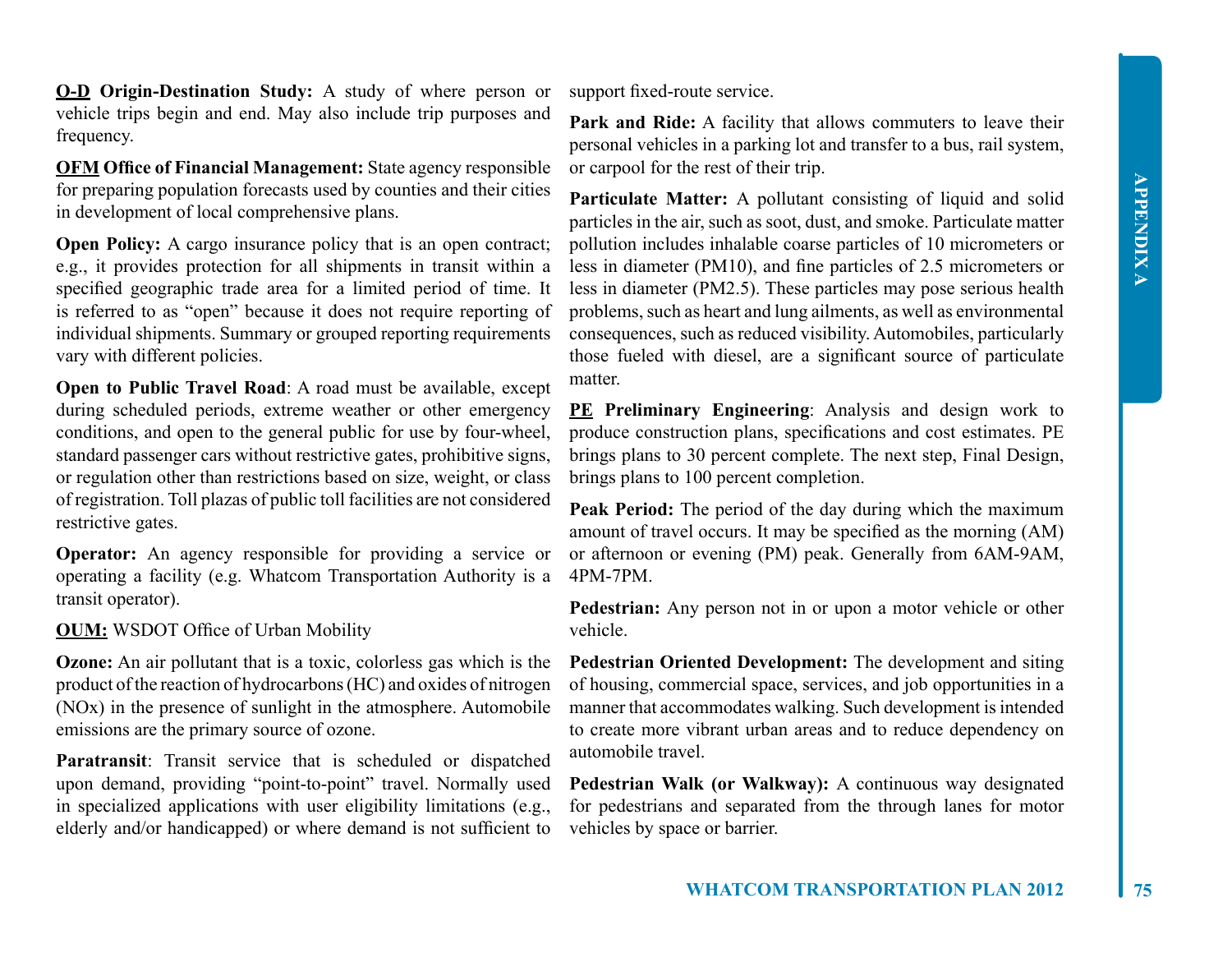**O-D Origin-Destination Study:** A study of where person or vehicle trips begin and end. May also include trip purposes and frequency.

**OFM Office of Financial Management:** State agency responsible for preparing population forecasts used by counties and their cities in development of local comprehensive plans.

**Open Policy:** A cargo insurance policy that is an open contract; e.g., it provides protection for all shipments in transit within a specified geographic trade area for a limited period of time. It is referred to as "open" because it does not require reporting of individual shipments. Summary or grouped reporting requirements vary with different policies.

**Open to Public Travel Road**: A road must be available, except during scheduled periods, extreme weather or other emergency conditions, and open to the general public for use by four-wheel, standard passenger cars without restrictive gates, prohibitive signs, or regulation other than restrictions based on size, weight, or class of registration. Toll plazas of public toll facilities are not considered restrictive gates.

**Operator:** An agency responsible for providing a service or operating a facility (e.g. Whatcom Transportation Authority is a transit operator).

**OUM:** WSDOT Office of Urban Mobility

**Ozone:** An air pollutant that is a toxic, colorless gas which is the product of the reaction of hydrocarbons (HC) and oxides of nitrogen (NOx) in the presence of sunlight in the atmosphere. Automobile emissions are the primary source of ozone.

**Paratransit**: Transit service that is scheduled or dispatched upon demand, providing "point-to-point" travel. Normally used in specialized applications with user eligibility limitations (e.g., elderly and/or handicapped) or where demand is not sufficient to support fixed-route service.

**Park and Ride:** A facility that allows commuters to leave their personal vehicles in a parking lot and transfer to a bus, rail system, or carpool for the rest of their trip.

**Particulate Matter:** A pollutant consisting of liquid and solid particles in the air, such as soot, dust, and smoke. Particulate matter pollution includes inhalable coarse particles of 10 micrometers or less in diameter (PM10), and fine particles of 2.5 micrometers or less in diameter (PM2.5). These particles may pose serious health problems, such as heart and lung ailments, as well as environmental consequences, such as reduced visibility. Automobiles, particularly those fueled with diesel, are a significant source of particulate matter.

**PE Preliminary Engineering**: Analysis and design work to produce construction plans, specifications and cost estimates. PE brings plans to 30 percent complete. The next step, Final Design, brings plans to 100 percent completion.

**Peak Period:** The period of the day during which the maximum amount of travel occurs. It may be specified as the morning (AM) or afternoon or evening (PM) peak. Generally from 6AM-9AM, 4PM-7PM.

**Pedestrian:** Any person not in or upon a motor vehicle or other vehicle.

**Pedestrian Oriented Development:** The development and siting of housing, commercial space, services, and job opportunities in a manner that accommodates walking. Such development is intended to create more vibrant urban areas and to reduce dependency on automobile travel.

**Pedestrian Walk (or Walkway):** A continuous way designated for pedestrians and separated from the through lanes for motor vehicles by space or barrier.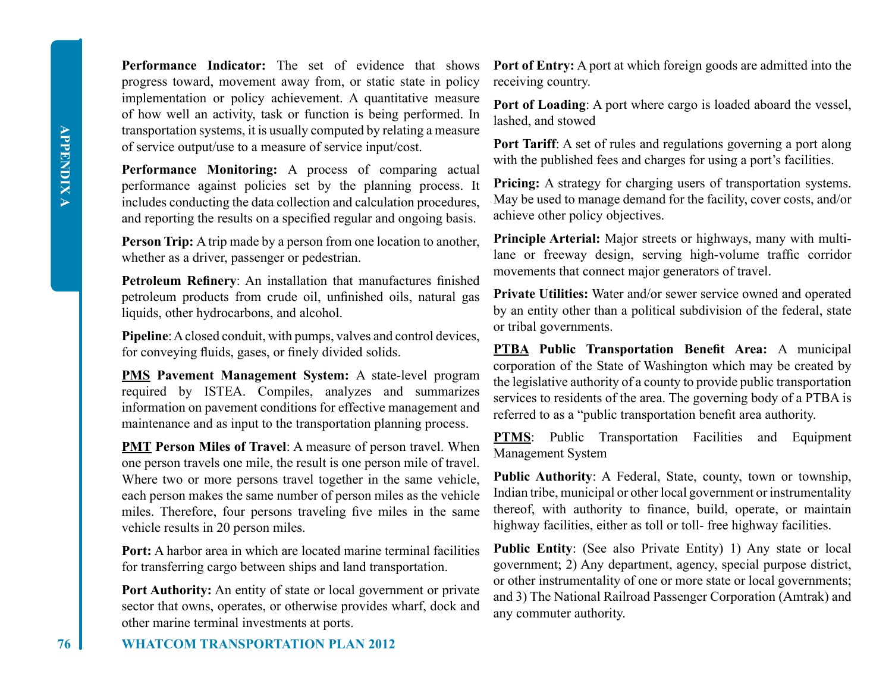**Performance Indicator:** The set of evidence that shows progress toward, movement away from, or static state in policy implementation or policy achievement. A quantitative measure of how well an activity, task or function is being performed. In transportation systems, it is usually computed by relating a measure of service output/use to a measure of service input/cost.

**Performance Monitoring:** A process of comparing actual performance against policies set by the planning process. It includes conducting the data collection and calculation procedures, and reporting the results on a specified regular and ongoing basis.

**Person Trip:** A trip made by a person from one location to another, whether as a driver, passenger or pedestrian.

**Petroleum Refinery**: An installation that manufactures finished petroleum products from crude oil, unfinished oils, natural gas liquids, other hydrocarbons, and alcohol.

**Pipeline**: A closed conduit, with pumps, valves and control devices, for conveying fluids, gases, or finely divided solids.

**PMS Pavement Management System:** A state-level program required by ISTEA. Compiles, analyzes and summarizes information on pavement conditions for effective management and maintenance and as input to the transportation planning process.

**PMT Person Miles of Travel**: A measure of person travel. When one person travels one mile, the result is one person mile of travel. Where two or more persons travel together in the same vehicle, each person makes the same number of person miles as the vehicle miles. Therefore, four persons traveling five miles in the same vehicle results in 20 person miles.

**Port:** A harbor area in which are located marine terminal facilities for transferring cargo between ships and land transportation.

**Port Authority:** An entity of state or local government or private sector that owns, operates, or otherwise provides wharf, dock and other marine terminal investments at ports.

**Port of Entry:** A port at which foreign goods are admitted into the receiving country.

**Port of Loading**: A port where cargo is loaded aboard the vessel, lashed, and stowed

**Port Tariff**: A set of rules and regulations governing a port along with the published fees and charges for using a port's facilities.

**Pricing:** A strategy for charging users of transportation systems. May be used to manage demand for the facility, cover costs, and/or achieve other policy objectives.

**Principle Arterial:** Major streets or highways, many with multi-lane or freeway design, serving high-volume traffic corridor movements that connect major generators of travel.

**Private Utilities:** Water and/or sewer service owned and operated by an entity other than a political subdivision of the federal, state or tribal governments.

**PTBA Public Transportation Benefit Area:** A municipal corporation of the State of Washington which may be created by the legislative authority of a county to provide public transportation services to residents of the area. The governing body of a PTBA is referred to as a "public transportation benefit area authority.

**PTMS**: Public Transportation Facilities and Equipment Management System

**Public Authority**: A Federal, State, county, town or township, Indian tribe, municipal or other local government or instrumentality thereof, with authority to finance, build, operate, or maintain highway facilities, either as toll or toll- free highway facilities.

**Public Entity**: (See also Private Entity) 1) Any state or local government; 2) Any department, agency, special purpose district, or other instrumentality of one or more state or local governments; and 3) The National Railroad Passenger Corporation (Amtrak) and any commuter authority.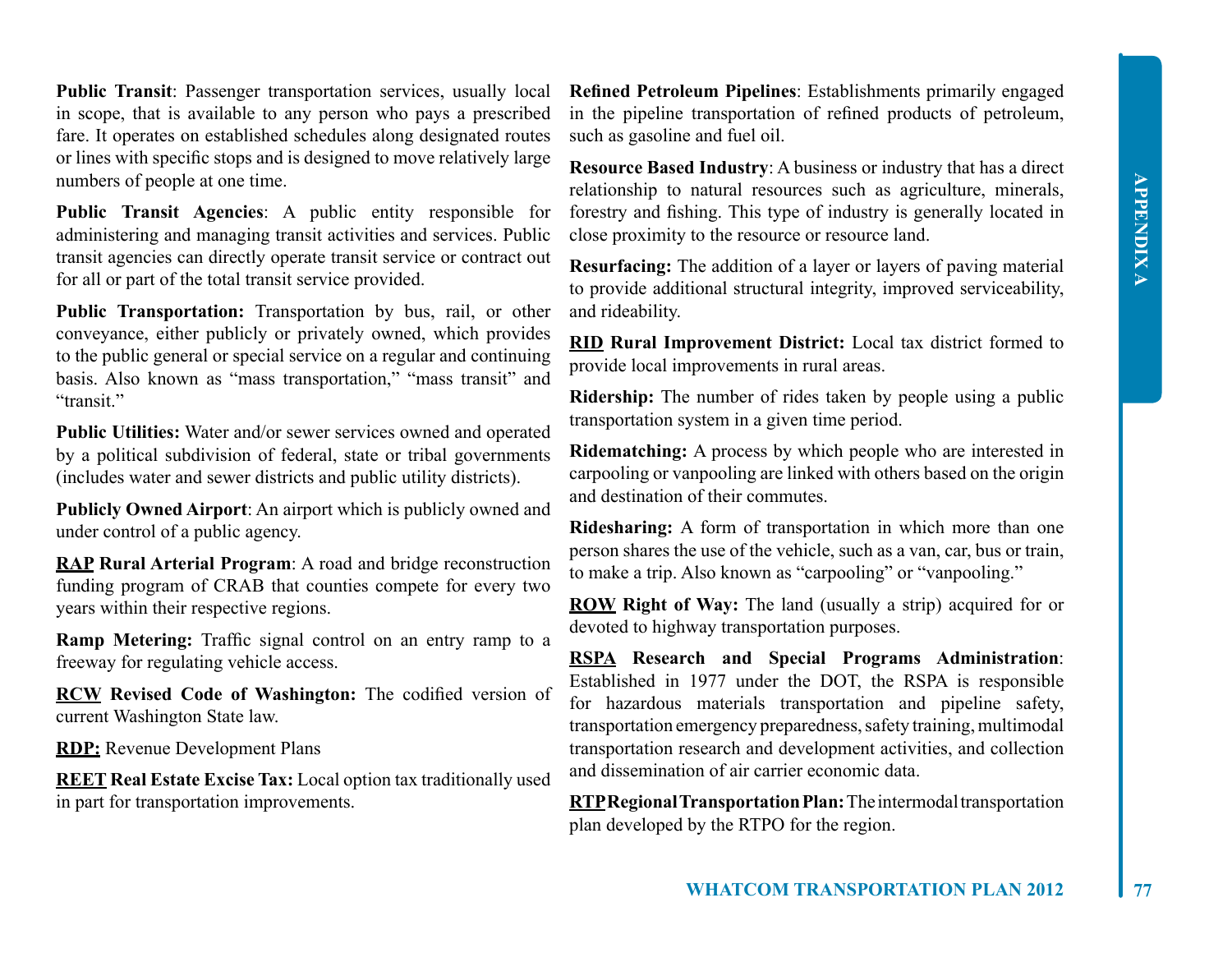**Public Transit**: Passenger transportation services, usually local in scope, that is available to any person who pays a prescribed fare. It operates on established schedules along designated routes or lines with specific stops and is designed to move relatively large numbers of people at one time.

**Public Transit Agencies**: A public entity responsible for administering and managing transit activities and services. Public transit agencies can directly operate transit service or contract out for all or part of the total transit service provided.

**Public Transportation:** Transportation by bus, rail, or other conveyance, either publicly or privately owned, which provides to the public general or special service on a regular and continuing basis. Also known as "mass transportation," "mass transit" and "transit."

**Public Utilities:** Water and/or sewer services owned and operated by a political subdivision of federal, state or tribal governments (includes water and sewer districts and public utility districts).

**Publicly Owned Airport**: An airport which is publicly owned and under control of a public agency.

<u>**RAP**</u> **Rural Arterial Program**: A road and bridge reconstruction funding program of CRAB that counties compete for every two years within their respective regions.

**Ramp Metering:** Traffic signal control on an entry ramp to a freeway for regulating vehicle access.

<u>**RCW**</u> **Revised Code of Washington:** The codified version of current Washington State law.

<u>**RDP:**</u> Revenue Development Plans

<u>**REET**</u> **Real Estate Excise Tax:** Local option tax traditionally used in part for transportation improvements.

**Refined Petroleum Pipelines**: Establishments primarily engaged in the pipeline transportation of refined products of petroleum, such as gasoline and fuel oil.

**Resource Based Industry**: A business or industry that has a direct relationship to natural resources such as agriculture, minerals, forestry and fishing. This type of industry is generally located in close proximity to the resource or resource land.

**Resurfacing:** The addition of a layer or layers of paving material to provide additional structural integrity, improved serviceability, and rideability.

<u>**RID**</u> **Rural Improvement District:** Local tax district formed to provide local improvements in rural areas.

**Ridership:** The number of rides taken by people using a public transportation system in a given time period.

**Ridematching:** A process by which people who are interested in carpooling or vanpooling are linked with others based on the origin and destination of their commutes.

**Ridesharing:** A form of transportation in which more than one person shares the use of the vehicle, such as a van, car, bus or train, to make a trip. Also known as "carpooling" or "vanpooling."

<u>**ROW**</u> **Right of Way:** The land (usually a strip) acquired for or devoted to highway transportation purposes.

<u>**RSPA**</u> **Research and Special Programs Administration**: Established in 1977 under the DOT, the RSPA is responsible for hazardous materials transportation and pipeline safety, transportation emergency preparedness, safety training, multimodal transportation research and development activities, and collection and dissemination of air carrier economic data.

<u>**RTP**</u> **Regional Transportation Plan:** The intermodal transportation plan developed by the RTPO for the region.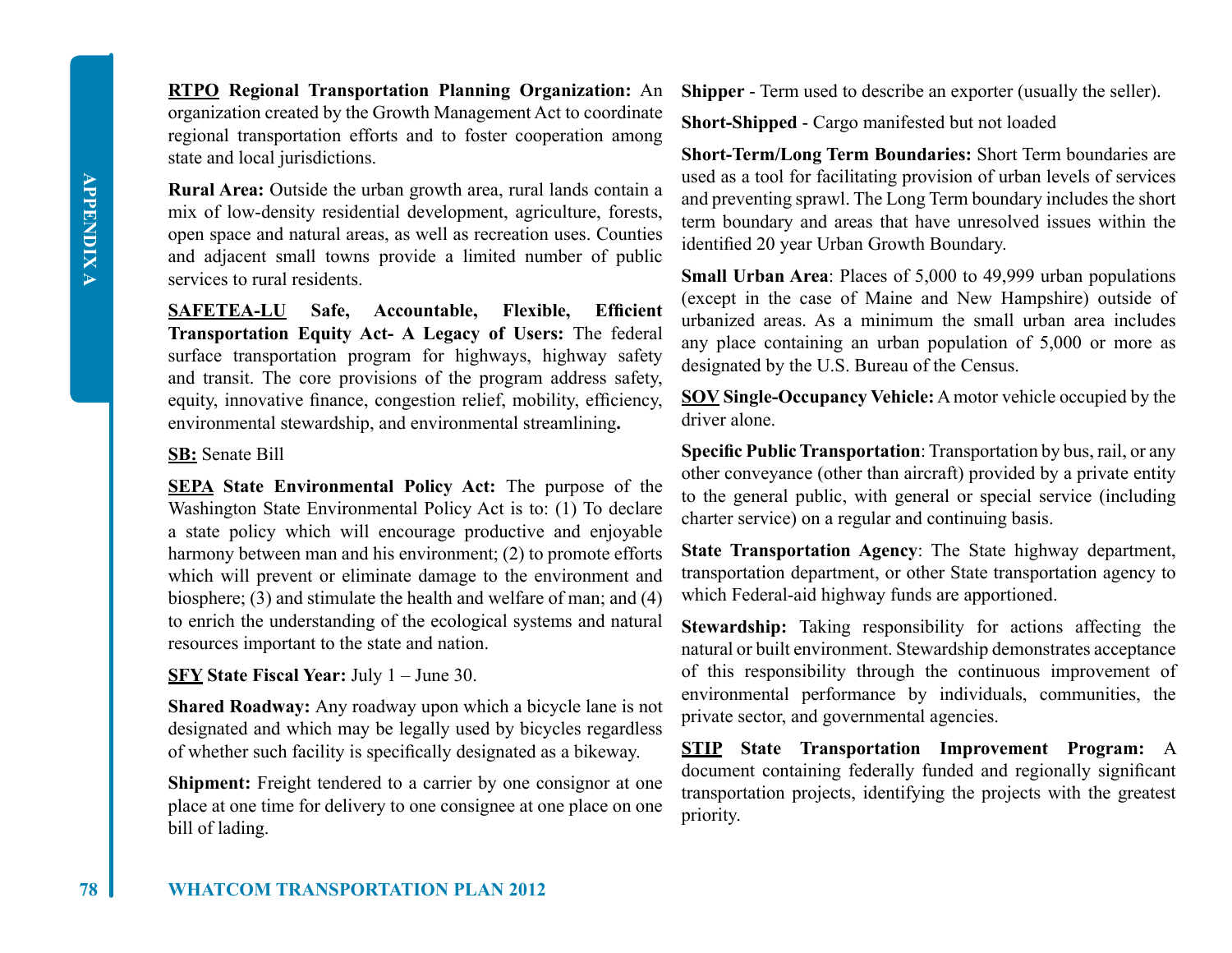**RTPO Regional Transportation Planning Organization:** An organization created by the Growth Management Act to coordinate regional transportation efforts and to foster cooperation among state and local jurisdictions.

**Rural Area:** Outside the urban growth area, rural lands contain a mix of low-density residential development, agriculture, forests, open space and natural areas, as well as recreation uses. Counties and adjacent small towns provide a limited number of public services to rural residents.

**SAFETEA-LU Safe, Accountable, Flexible, Efficient Transportation Equity Act- A Legacy of Users:** The federal surface transportation program for highways, highway safety and transit. The core provisions of the program address safety, equity, innovative finance, congestion relief, mobility, efficiency, environmental stewardship, and environmental streamlining**.**

**SB:** Senate Bill

**SEPA State Environmental Policy Act:** The purpose of the Washington State Environmental Policy Act is to: (1) To declare a state policy which will encourage productive and enjoyable harmony between man and his environment; (2) to promote efforts which will prevent or eliminate damage to the environment and biosphere; (3) and stimulate the health and welfare of man; and (4) to enrich the understanding of the ecological systems and natural resources important to the state and nation.

**SFY State Fiscal Year:** July 1 – June 30.

**Shared Roadway:** Any roadway upon which a bicycle lane is not designated and which may be legally used by bicycles regardless of whether such facility is specifically designated as a bikeway.

**Shipment:** Freight tendered to a carrier by one consignor at one place at one time for delivery to one consignee at one place on one bill of lading.

**Shipper** - Term used to describe an exporter (usually the seller).

**Short-Shipped** - Cargo manifested but not loaded

**Short-Term/Long Term Boundaries:** Short Term boundaries are used as a tool for facilitating provision of urban levels of services and preventing sprawl. The Long Term boundary includes the short term boundary and areas that have unresolved issues within the identified 20 year Urban Growth Boundary.

**Small Urban Area**: Places of 5,000 to 49,999 urban populations (except in the case of Maine and New Hampshire) outside of urbanized areas. As a minimum the small urban area includes any place containing an urban population of 5,000 or more as designated by the U.S. Bureau of the Census.

**SOV Single-Occupancy Vehicle:** A motor vehicle occupied by the driver alone.

**Specific Public Transportation**: Transportation by bus, rail, or any other conveyance (other than aircraft) provided by a private entity to the general public, with general or special service (including charter service) on a regular and continuing basis.

**State Transportation Agency**: The State highway department, transportation department, or other State transportation agency to which Federal-aid highway funds are apportioned.

**Stewardship:** Taking responsibility for actions affecting the natural or built environment. Stewardship demonstrates acceptance of this responsibility through the continuous improvement of environmental performance by individuals, communities, the private sector, and governmental agencies.

**STIP State Transportation Improvement Program:** A document containing federally funded and regionally significant transportation projects, identifying the projects with the greatest priority.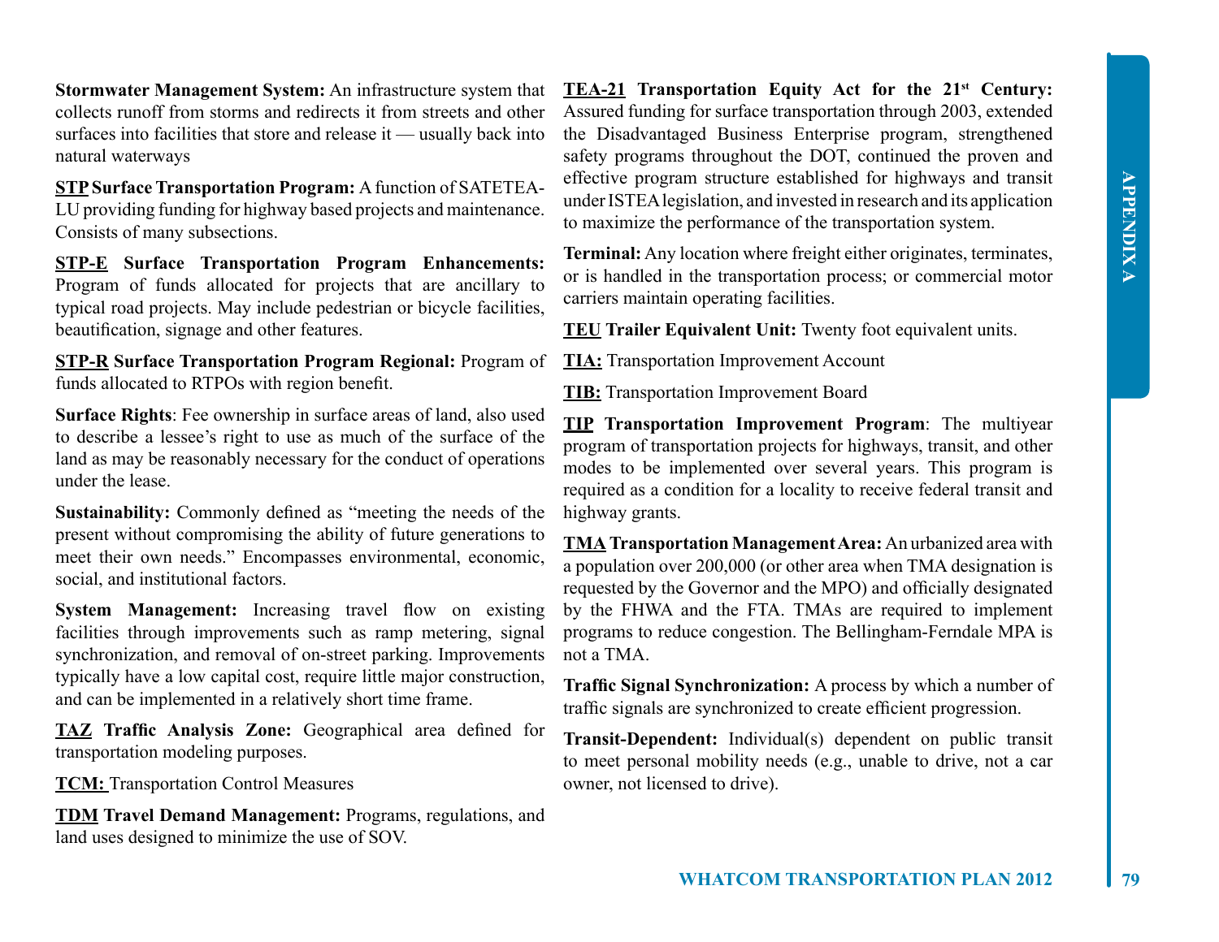**Stormwater Management System:** An infrastructure system that collects runoff from storms and redirects it from streets and other surfaces into facilities that store and release it — usually back into natural waterways

**STP Surface Transportation Program:** A function of SATETEA-LU providing funding for highway based projects and maintenance. Consists of many subsections.

**STP-E Surface Transportation Program Enhancements:** Program of funds allocated for projects that are ancillary to typical road projects. May include pedestrian or bicycle facilities, beautification, signage and other features.

**STP-R Surface Transportation Program Regional:** Program of funds allocated to RTPOs with region benefit.

**Surface Rights**: Fee ownership in surface areas of land, also used to describe a lessee's right to use as much of the surface of the land as may be reasonably necessary for the conduct of operations under the lease.

**Sustainability:** Commonly defined as "meeting the needs of the present without compromising the ability of future generations to meet their own needs." Encompasses environmental, economic, social, and institutional factors.

**System Management:** Increasing travel flow on existing facilities through improvements such as ramp metering, signal synchronization, and removal of on-street parking. Improvements typically have a low capital cost, require little major construction, and can be implemented in a relatively short time frame.

**TAZ Traffic Analysis Zone:** Geographical area defined for transportation modeling purposes.

**TCM:** Transportation Control Measures

**TDM Travel Demand Management:** Programs, regulations, and land uses designed to minimize the use of SOV.

**TEA-21 Transportation Equity Act for the 21st Century:** Assured funding for surface transportation through 2003, extended the Disadvantaged Business Enterprise program, strengthened safety programs throughout the DOT, continued the proven and effective program structure established for highways and transit under ISTEA legislation, and invested in research and its application to maximize the performance of the transportation system.

**Terminal:** Any location where freight either originates, terminates, or is handled in the transportation process; or commercial motor carriers maintain operating facilities.

**TEU Trailer Equivalent Unit:** Twenty foot equivalent units.

**TIA:** Transportation Improvement Account

**TIB:** Transportation Improvement Board

**TIP Transportation Improvement Program**: The multiyear program of transportation projects for highways, transit, and other modes to be implemented over several years. This program is required as a condition for a locality to receive federal transit and highway grants.

**TMA Transportation Management Area:** An urbanized area with a population over 200,000 (or other area when TMA designation is requested by the Governor and the MPO) and officially designated by the FHWA and the FTA. TMAs are required to implement programs to reduce congestion. The Bellingham-Ferndale MPA is not a TMA.

**Traffic Signal Synchronization:** A process by which a number of traffic signals are synchronized to create efficient progression.

**Transit-Dependent:** Individual(s) dependent on public transit to meet personal mobility needs (e.g., unable to drive, not a car owner, not licensed to drive).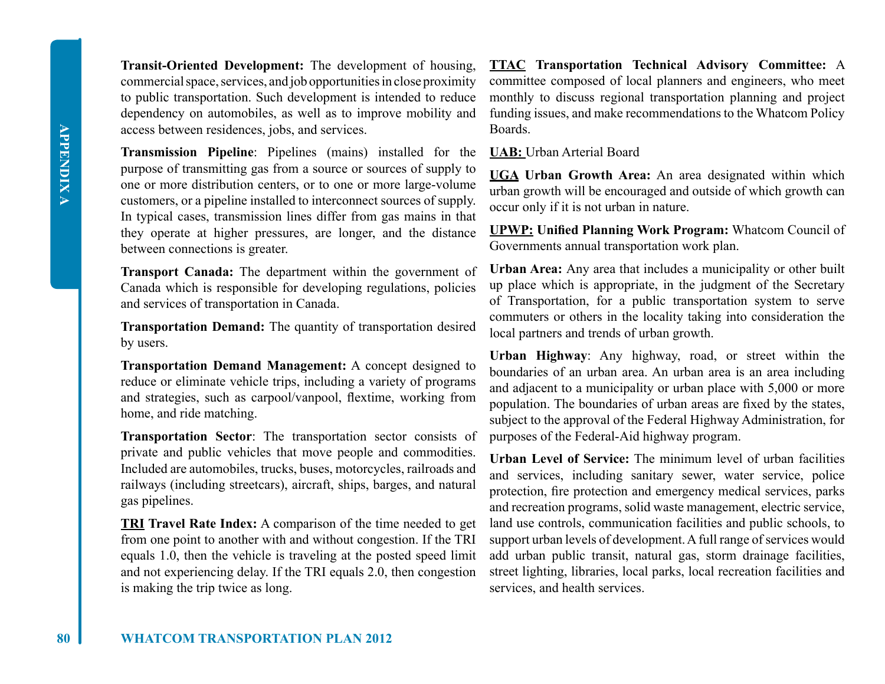**Transit-Oriented Development:** The development of housing, commercial space, services, and job opportunities in close proximity to public transportation. Such development is intended to reduce dependency on automobiles, as well as to improve mobility and access between residences, jobs, and services.

**Transmission Pipeline**: Pipelines (mains) installed for the purpose of transmitting gas from a source or sources of supply to one or more distribution centers, or to one or more large-volume customers, or a pipeline installed to interconnect sources of supply. In typical cases, transmission lines differ from gas mains in that they operate at higher pressures, are longer, and the distance between connections is greater.

**Transport Canada:** The department within the government of Canada which is responsible for developing regulations, policies and services of transportation in Canada.

**Transportation Demand:** The quantity of transportation desired by users.

**Transportation Demand Management:** A concept designed to reduce or eliminate vehicle trips, including a variety of programs and strategies, such as carpool/vanpool, flextime, working from home, and ride matching.

**Transportation Sector**: The transportation sector consists of private and public vehicles that move people and commodities. Included are automobiles, trucks, buses, motorcycles, railroads and railways (including streetcars), aircraft, ships, barges, and natural gas pipelines.

**TRI Travel Rate Index:** A comparison of the time needed to get from one point to another with and without congestion. If the TRI equals 1.0, then the vehicle is traveling at the posted speed limit and not experiencing delay. If the TRI equals 2.0, then congestion is making the trip twice as long.

**TTAC Transportation Technical Advisory Committee:** A committee composed of local planners and engineers, who meet monthly to discuss regional transportation planning and project funding issues, and make recommendations to the Whatcom Policy Boards.

**UAB:** Urban Arterial Board

**UGA Urban Growth Area:** An area designated within which urban growth will be encouraged and outside of which growth can occur only if it is not urban in nature.

**UPWP: Unified Planning Work Program:** Whatcom Council of Governments annual transportation work plan.

**Urban Area:** Any area that includes a municipality or other built up place which is appropriate, in the judgment of the Secretary of Transportation, for a public transportation system to serve commuters or others in the locality taking into consideration the local partners and trends of urban growth.

**Urban Highway**: Any highway, road, or street within the boundaries of an urban area. An urban area is an area including and adjacent to a municipality or urban place with 5,000 or more population. The boundaries of urban areas are fixed by the states, subject to the approval of the Federal Highway Administration, for purposes of the Federal-Aid highway program.

**Urban Level of Service:** The minimum level of urban facilities and services, including sanitary sewer, water service, police protection, fire protection and emergency medical services, parks and recreation programs, solid waste management, electric service, land use controls, communication facilities and public schools, to support urban levels of development. A full range of services would add urban public transit, natural gas, storm drainage facilities, street lighting, libraries, local parks, local recreation facilities and services, and health services.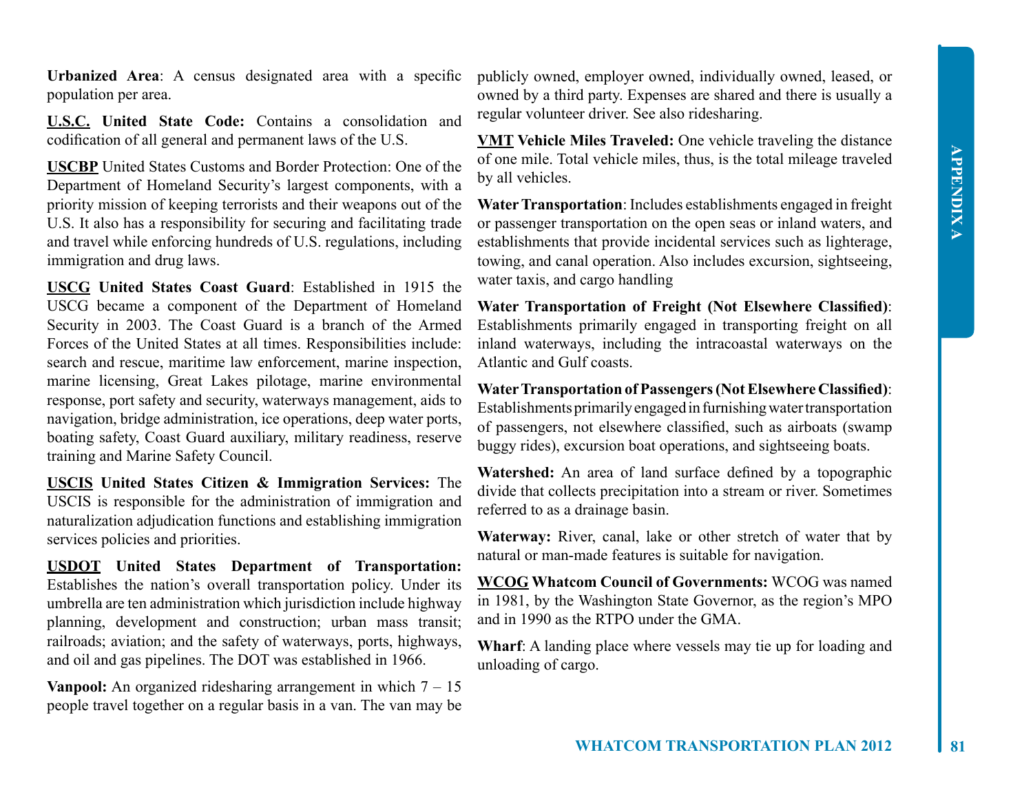**Urbanized Area**: A census designated area with a specific population per area.

**U.S.C. United State Code:** Contains a consolidation and codification of all general and permanent laws of the U.S.

**USCBP** United States Customs and Border Protection: One of the Department of Homeland Security's largest components, with a priority mission of keeping terrorists and their weapons out of the U.S. It also has a responsibility for securing and facilitating trade and travel while enforcing hundreds of U.S. regulations, including immigration and drug laws.

**USCG United States Coast Guard**: Established in 1915 the USCG became a component of the Department of Homeland Security in 2003. The Coast Guard is a branch of the Armed Forces of the United States at all times. Responsibilities include: search and rescue, maritime law enforcement, marine inspection, marine licensing, Great Lakes pilotage, marine environmental response, port safety and security, waterways management, aids to navigation, bridge administration, ice operations, deep water ports, boating safety, Coast Guard auxiliary, military readiness, reserve training and Marine Safety Council.

**USCIS United States Citizen & Immigration Services:** The USCIS is responsible for the administration of immigration and naturalization adjudication functions and establishing immigration services policies and priorities.

**USDOT United States Department of Transportation:** Establishes the nation's overall transportation policy. Under its umbrella are ten administration which jurisdiction include highway planning, development and construction; urban mass transit; railroads; aviation; and the safety of waterways, ports, highways, and oil and gas pipelines. The DOT was established in 1966.

**Vanpool:** An organized ridesharing arrangement in which 7 – 15 people travel together on a regular basis in a van. The van may be publicly owned, employer owned, individually owned, leased, or owned by a third party. Expenses are shared and there is usually a regular volunteer driver. See also ridesharing.

**VMT Vehicle Miles Traveled:** One vehicle traveling the distance of one mile. Total vehicle miles, thus, is the total mileage traveled by all vehicles.

**Water Transportation**: Includes establishments engaged in freight or passenger transportation on the open seas or inland waters, and establishments that provide incidental services such as lighterage, towing, and canal operation. Also includes excursion, sightseeing, water taxis, and cargo handling

**Water Transportation of Freight (Not Elsewhere Classified)**: Establishments primarily engaged in transporting freight on all inland waterways, including the intracoastal waterways on the Atlantic and Gulf coasts.

**Water Transportation of Passengers (Not Elsewhere Classified)**: Establishments primarily engaged in furnishing water transportation of passengers, not elsewhere classified, such as airboats (swamp buggy rides), excursion boat operations, and sightseeing boats.

**Watershed:** An area of land surface defined by a topographic divide that collects precipitation into a stream or river. Sometimes referred to as a drainage basin.

**Waterway:** River, canal, lake or other stretch of water that by natural or man-made features is suitable for navigation.

**WCOG Whatcom Council of Governments:** WCOG was named in 1981, by the Washington State Governor, as the region's MPO and in 1990 as the RTPO under the GMA.

**Wharf**: A landing place where vessels may tie up for loading and unloading of cargo.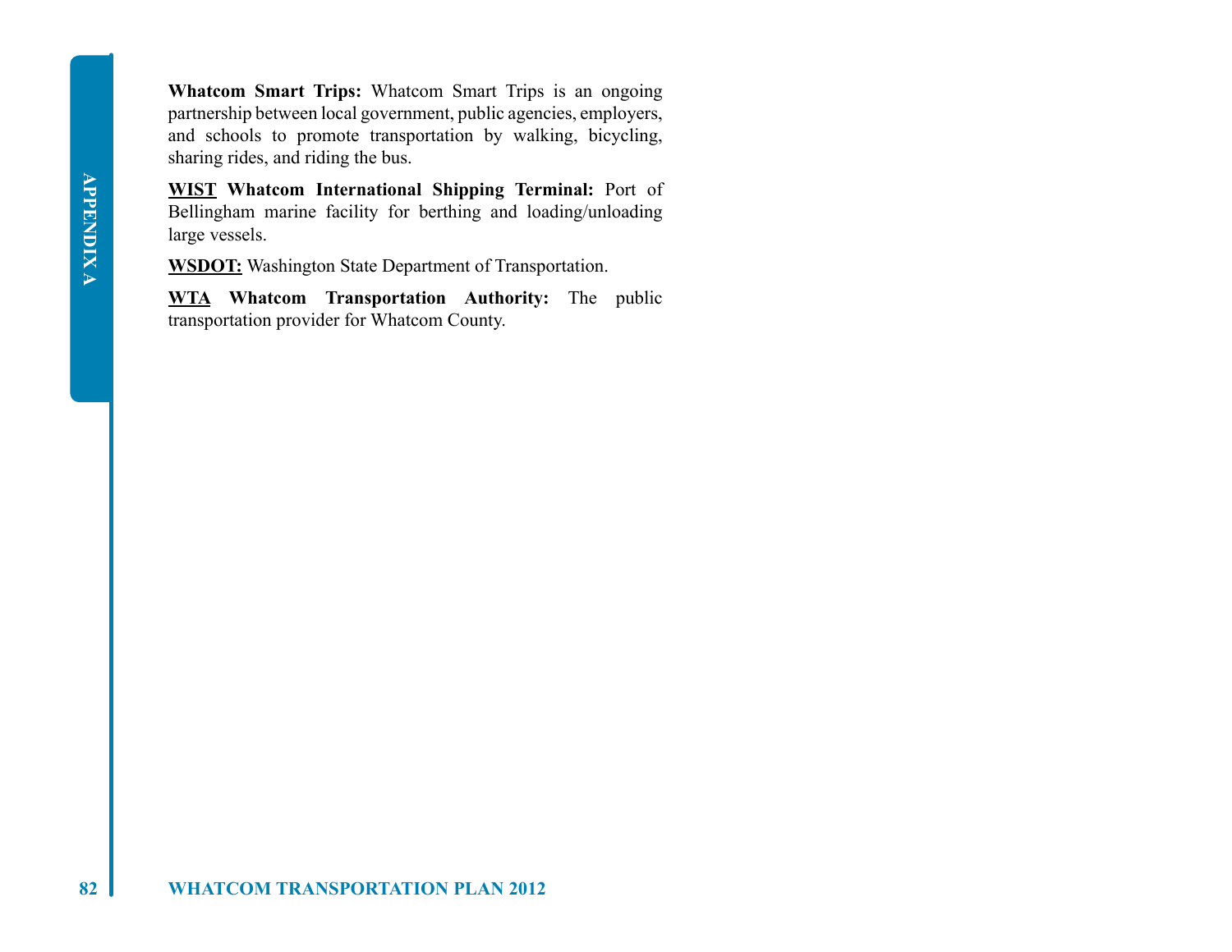**Whatcom Smart Trips:** Whatcom Smart Trips is an ongoing partnership between local government, public agencies, employers, and schools to promote transportation by walking, bicycling, sharing rides, and riding the bus.

**WIST Whatcom International Shipping Terminal:** Port of Bellingham marine facility for berthing and loading/unloading large vessels.

**WSDOT:** Washington State Department of Transportation.

**WTA Whatcom Transportation Authority:** The public transportation provider for Whatcom County.